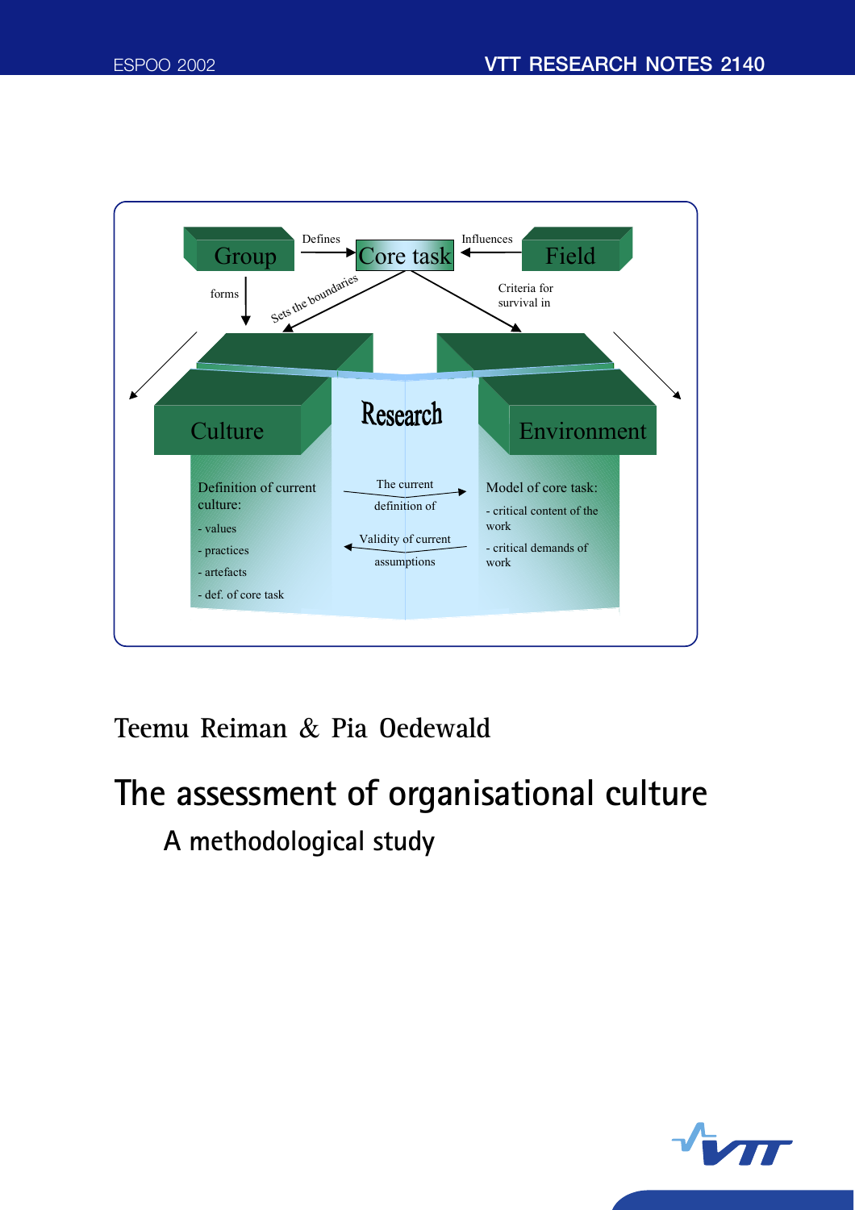ESPOO 2002

VTT RESEARCH NOTES 2140

Group — Defines → Core task ← Influences — Field

forms

Sets the boundaries

Criteria for survival in

Culture

Research

Environment

Definition of current culture:

- values
- practices
- artefacts
- def. of core task

The current definition of

Validity of current assumptions

Model of core task:

- critical content of the work
- critical demands of work

Teemu Reiman & Pia Oedewald

# The assessment of organisational culture

## A methodological study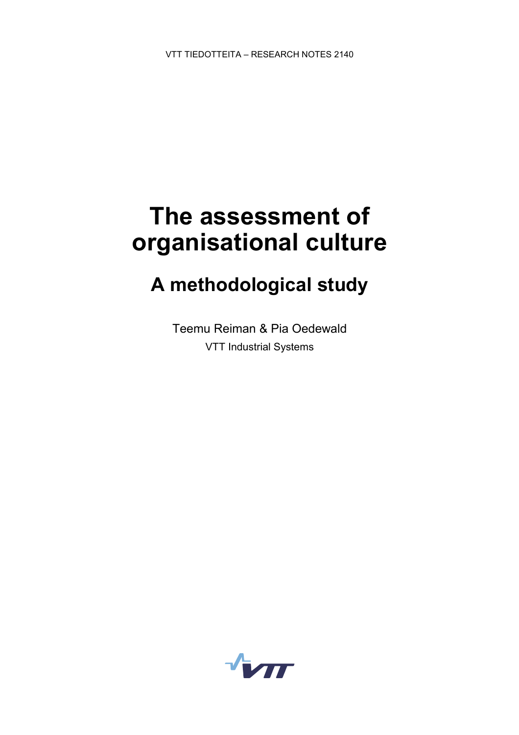VTT TIEDOTTEITA – RESEARCH NOTES 2140

# The assessment of organisational culture

## A methodological study

Teemu Reiman & Pia Oedewald

VTT Industrial Systems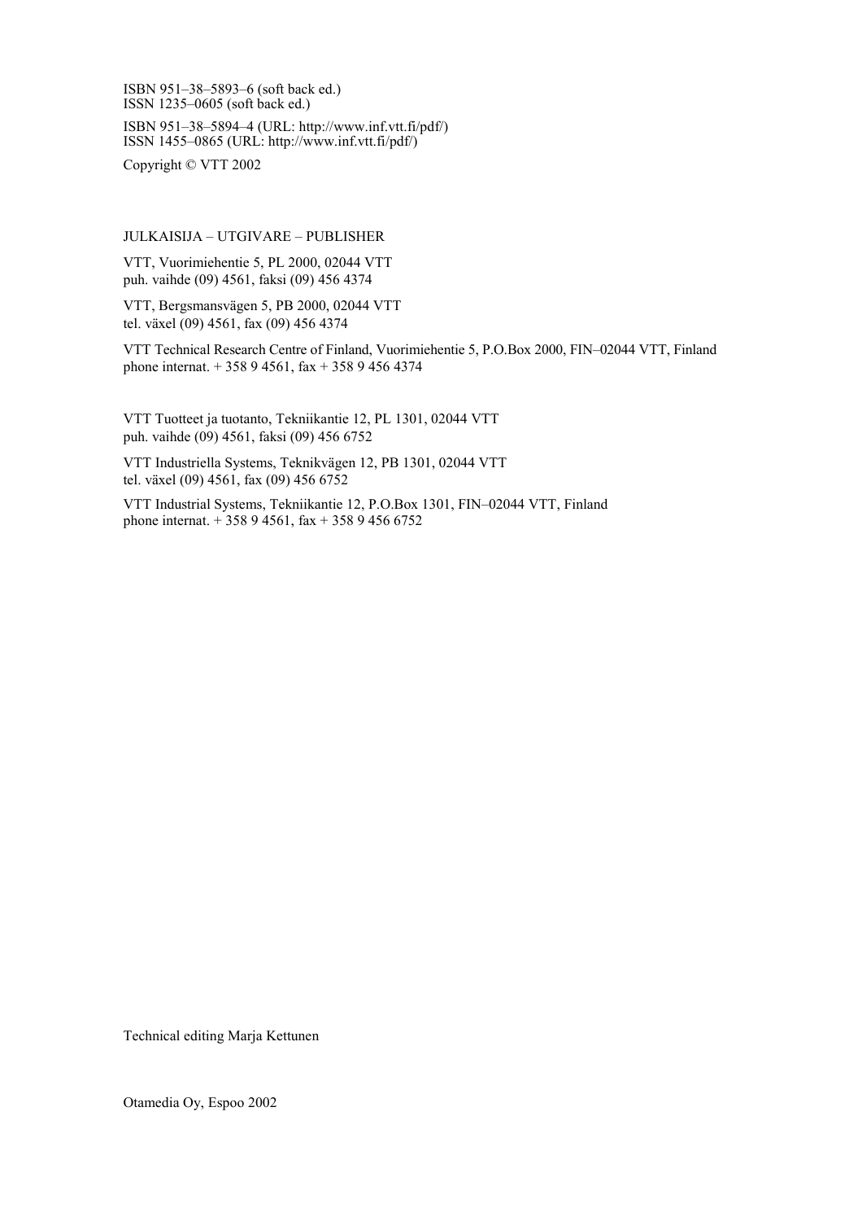ISBN 951–38–5893–6 (soft back ed.)
ISSN 1235–0605 (soft back ed.)

ISBN 951–38–5894–4 (URL: http://www.inf.vtt.fi/pdf/)
ISSN 1455–0865 (URL: http://www.inf.vtt.fi/pdf/)

Copyright © VTT 2002

JULKAISIJA – UTGIVARE – PUBLISHER

VTT, Vuorimiehentie 5, PL 2000, 02044 VTT
puh. vaihde (09) 4561, faksi (09) 456 4374

VTT, Bergsmansvägen 5, PB 2000, 02044 VTT
tel. växel (09) 4561, fax (09) 456 4374

VTT Technical Research Centre of Finland, Vuorimiehentie 5, P.O.Box 2000, FIN–02044 VTT, Finland
phone internat. + 358 9 4561, fax + 358 9 456 4374

VTT Tuotteet ja tuotanto, Tekniikantie 12, PL 1301, 02044 VTT
puh. vaihde (09) 4561, faksi (09) 456 6752

VTT Industriella Systems, Teknikvägen 12, PB 1301, 02044 VTT
tel. växel (09) 4561, fax (09) 456 6752

VTT Industrial Systems, Tekniikantie 12, P.O.Box 1301, FIN–02044 VTT, Finland
phone internat. + 358 9 4561, fax + 358 9 456 6752

Technical editing Marja Kettunen

Otamedia Oy, Espoo 2002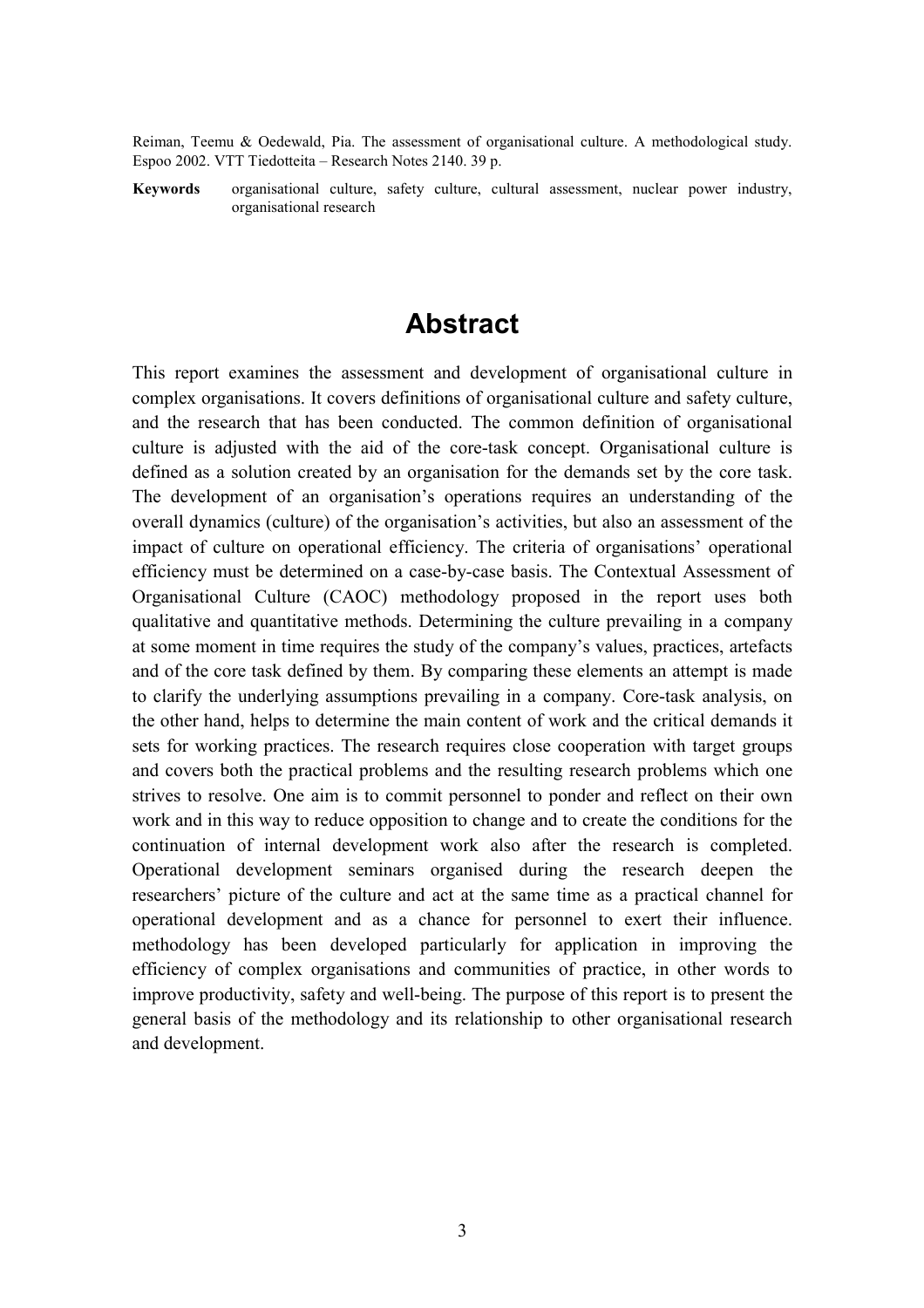Reiman, Teemu & Oedewald, Pia. The assessment of organisational culture. A methodological study. Espoo 2002. VTT Tiedotteita – Research Notes 2140. 39 p.

**Keywords** organisational culture, safety culture, cultural assessment, nuclear power industry, organisational research

# Abstract

This report examines the assessment and development of organisational culture in complex organisations. It covers definitions of organisational culture and safety culture, and the research that has been conducted. The common definition of organisational culture is adjusted with the aid of the core-task concept. Organisational culture is defined as a solution created by an organisation for the demands set by the core task. The development of an organisation's operations requires an understanding of the overall dynamics (culture) of the organisation's activities, but also an assessment of the impact of culture on operational efficiency. The criteria of organisations' operational efficiency must be determined on a case-by-case basis. The Contextual Assessment of Organisational Culture (CAOC) methodology proposed in the report uses both qualitative and quantitative methods. Determining the culture prevailing in a company at some moment in time requires the study of the company's values, practices, artefacts and of the core task defined by them. By comparing these elements an attempt is made to clarify the underlying assumptions prevailing in a company. Core-task analysis, on the other hand, helps to determine the main content of work and the critical demands it sets for working practices. The research requires close cooperation with target groups and covers both the practical problems and the resulting research problems which one strives to resolve. One aim is to commit personnel to ponder and reflect on their own work and in this way to reduce opposition to change and to create the conditions for the continuation of internal development work also after the research is completed. Operational development seminars organised during the research deepen the researchers' picture of the culture and act at the same time as a practical channel for operational development and as a chance for personnel to exert their influence. methodology has been developed particularly for application in improving the efficiency of complex organisations and communities of practice, in other words to improve productivity, safety and well-being. The purpose of this report is to present the general basis of the methodology and its relationship to other organisational research and development.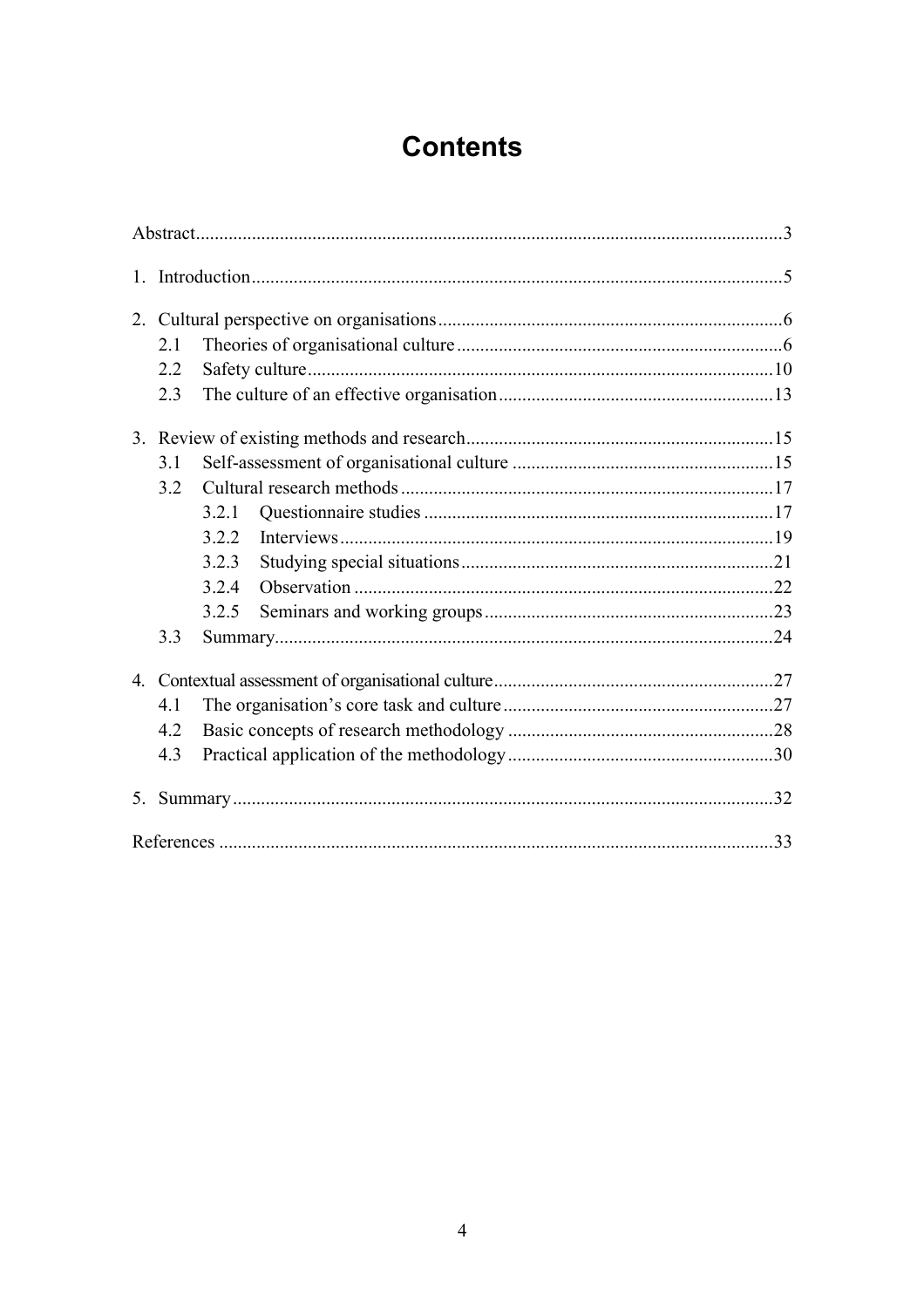# Contents

Abstract....................................................................................................................3

1. Introduction..........................................................................................................5

2. Cultural perspective on organisations...................................................................6
   - 2.1 Theories of organisational culture.................................................................6
   - 2.2 Safety culture..............................................................................................10
   - 2.3 The culture of an effective organisation.......................................................13

3. Review of existing methods and research.............................................................15
   - 3.1 Self-assessment of organisational culture.....................................................15
   - 3.2 Cultural research methods...........................................................................17
     - 3.2.1 Questionnaire studies..........................................................................17
     - 3.2.2 Interviews...........................................................................................19
     - 3.2.3 Studying special situations...................................................................21
     - 3.2.4 Observation........................................................................................22
     - 3.2.5 Seminars and working groups..............................................................23
   - 3.3 Summary.....................................................................................................24

4. Contextual assessment of organisational culture....................................................27
   - 4.1 The organisation's core task and culture.......................................................27
   - 4.2 Basic concepts of research methodology......................................................28
   - 4.3 Practical application of the methodology......................................................30

5. Summary..............................................................................................................32

References...............................................................................................................33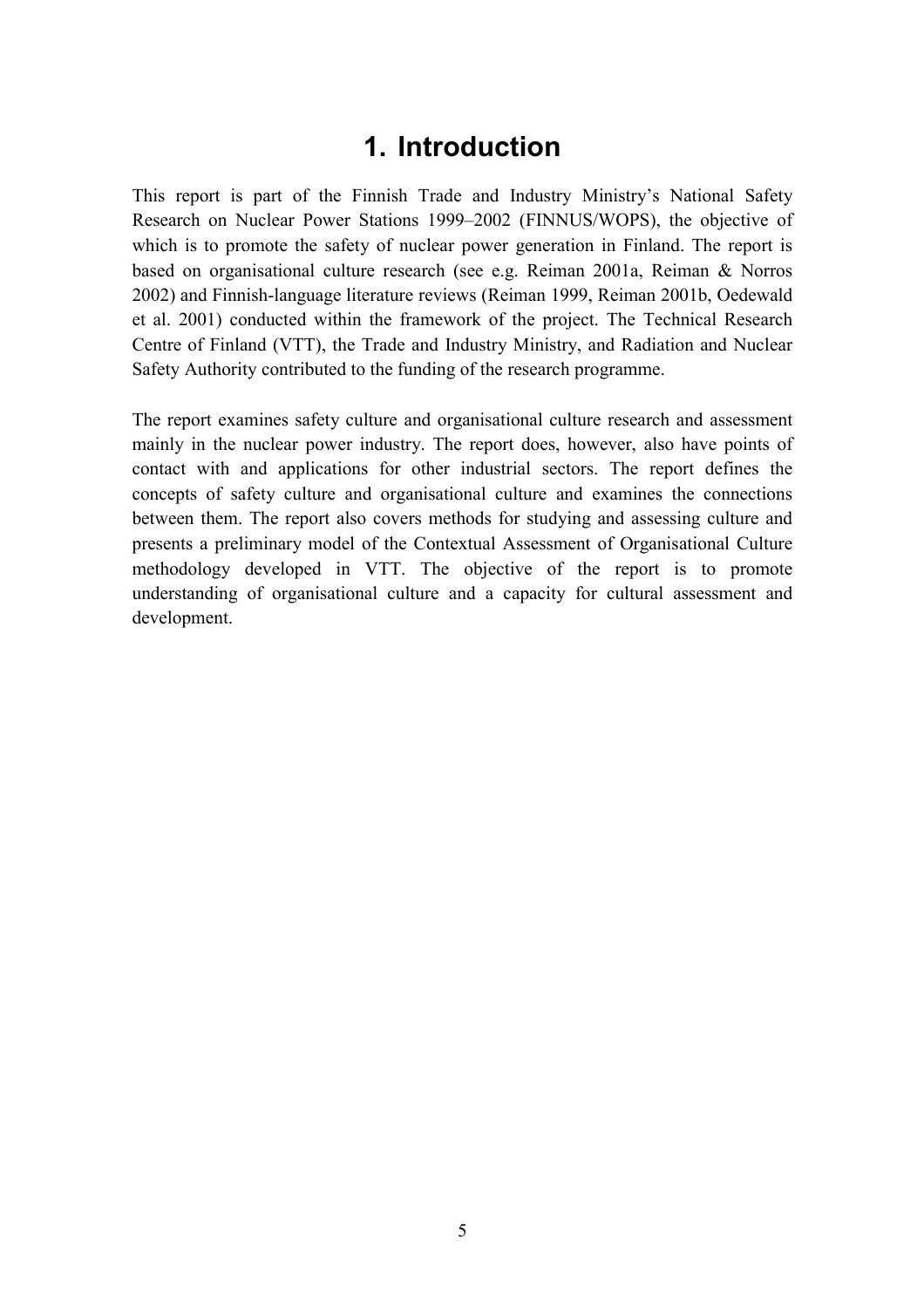# 1. Introduction

This report is part of the Finnish Trade and Industry Ministry's National Safety Research on Nuclear Power Stations 1999–2002 (FINNUS/WOPS), the objective of which is to promote the safety of nuclear power generation in Finland. The report is based on organisational culture research (see e.g. Reiman 2001a, Reiman & Norros 2002) and Finnish-language literature reviews (Reiman 1999, Reiman 2001b, Oedewald et al. 2001) conducted within the framework of the project. The Technical Research Centre of Finland (VTT), the Trade and Industry Ministry, and Radiation and Nuclear Safety Authority contributed to the funding of the research programme.

The report examines safety culture and organisational culture research and assessment mainly in the nuclear power industry. The report does, however, also have points of contact with and applications for other industrial sectors. The report defines the concepts of safety culture and organisational culture and examines the connections between them. The report also covers methods for studying and assessing culture and presents a preliminary model of the Contextual Assessment of Organisational Culture methodology developed in VTT. The objective of the report is to promote understanding of organisational culture and a capacity for cultural assessment and development.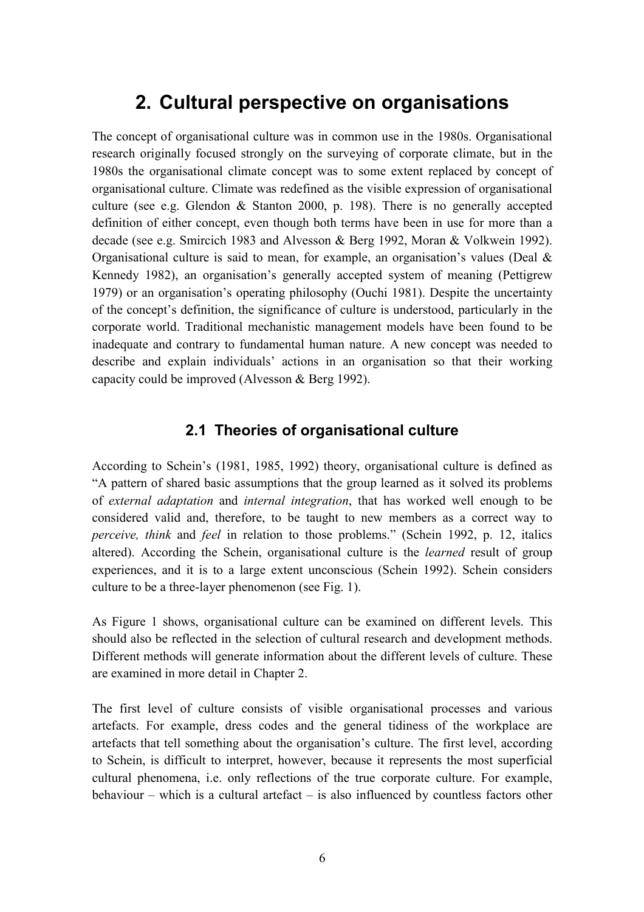# 2. Cultural perspective on organisations

The concept of organisational culture was in common use in the 1980s. Organisational research originally focused strongly on the surveying of corporate climate, but in the 1980s the organisational climate concept was to some extent replaced by concept of organisational culture. Climate was redefined as the visible expression of organisational culture (see e.g. Glendon & Stanton 2000, p. 198). There is no generally accepted definition of either concept, even though both terms have been in use for more than a decade (see e.g. Smircich 1983 and Alvesson & Berg 1992, Moran & Volkwein 1992). Organisational culture is said to mean, for example, an organisation's values (Deal & Kennedy 1982), an organisation's generally accepted system of meaning (Pettigrew 1979) or an organisation's operating philosophy (Ouchi 1981). Despite the uncertainty of the concept's definition, the significance of culture is understood, particularly in the corporate world. Traditional mechanistic management models have been found to be inadequate and contrary to fundamental human nature. A new concept was needed to describe and explain individuals' actions in an organisation so that their working capacity could be improved (Alvesson & Berg 1992).

## 2.1 Theories of organisational culture

According to Schein's (1981, 1985, 1992) theory, organisational culture is defined as "A pattern of shared basic assumptions that the group learned as it solved its problems of *external adaptation* and *internal integration*, that has worked well enough to be considered valid and, therefore, to be taught to new members as a correct way to *perceive, think* and *feel* in relation to those problems." (Schein 1992, p. 12, italics altered). According the Schein, organisational culture is the *learned* result of group experiences, and it is to a large extent unconscious (Schein 1992). Schein considers culture to be a three-layer phenomenon (see Fig. 1).

As Figure 1 shows, organisational culture can be examined on different levels. This should also be reflected in the selection of cultural research and development methods. Different methods will generate information about the different levels of culture. These are examined in more detail in Chapter 2.

The first level of culture consists of visible organisational processes and various artefacts. For example, dress codes and the general tidiness of the workplace are artefacts that tell something about the organisation's culture. The first level, according to Schein, is difficult to interpret, however, because it represents the most superficial cultural phenomena, i.e. only reflections of the true corporate culture. For example, behaviour – which is a cultural artefact – is also influenced by countless factors other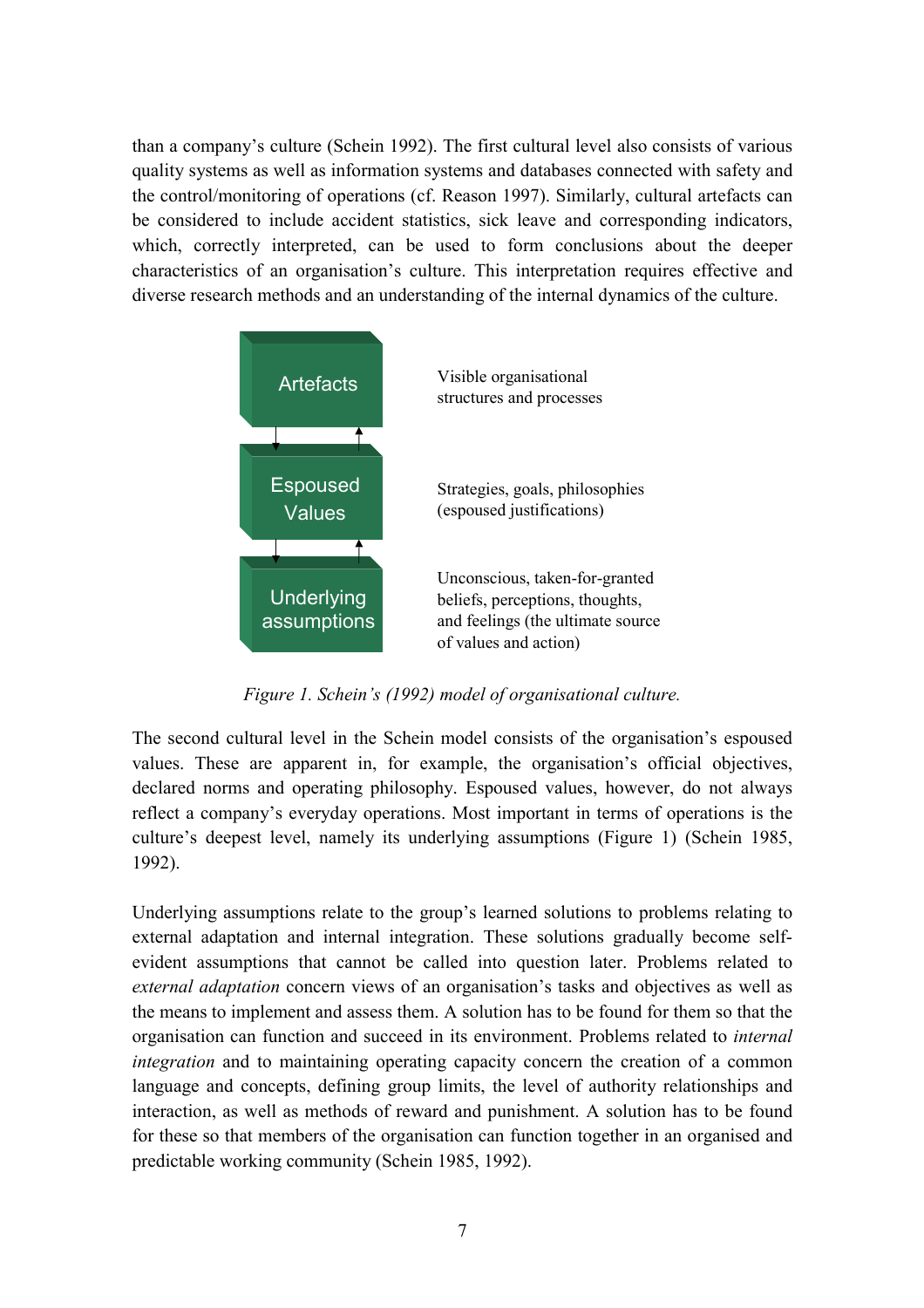than a company's culture (Schein 1992). The first cultural level also consists of various quality systems as well as information systems and databases connected with safety and the control/monitoring of operations (cf. Reason 1997). Similarly, cultural artefacts can be considered to include accident statistics, sick leave and corresponding indicators, which, correctly interpreted, can be used to form conclusions about the deeper characteristics of an organisation's culture. This interpretation requires effective and diverse research methods and an understanding of the internal dynamics of the culture.

| Level | Description |
|---|---|
| Artefacts | Visible organisational structures and processes |
| Espoused Values | Strategies, goals, philosophies (espoused justifications) |
| Underlying assumptions | Unconscious, taken-for-granted beliefs, perceptions, thoughts, and feelings (the ultimate source of values and action) |

*Figure 1. Schein's (1992) model of organisational culture.*

The second cultural level in the Schein model consists of the organisation's espoused values. These are apparent in, for example, the organisation's official objectives, declared norms and operating philosophy. Espoused values, however, do not always reflect a company's everyday operations. Most important in terms of operations is the culture's deepest level, namely its underlying assumptions (Figure 1) (Schein 1985, 1992).

Underlying assumptions relate to the group's learned solutions to problems relating to external adaptation and internal integration. These solutions gradually become self-evident assumptions that cannot be called into question later. Problems related to *external adaptation* concern views of an organisation's tasks and objectives as well as the means to implement and assess them. A solution has to be found for them so that the organisation can function and succeed in its environment. Problems related to *internal integration* and to maintaining operating capacity concern the creation of a common language and concepts, defining group limits, the level of authority relationships and interaction, as well as methods of reward and punishment. A solution has to be found for these so that members of the organisation can function together in an organised and predictable working community (Schein 1985, 1992).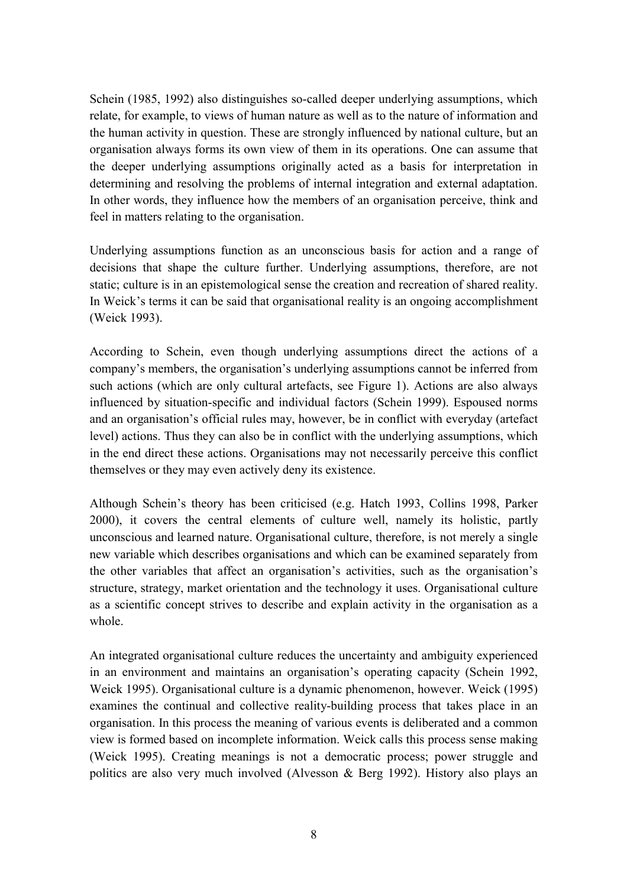Schein (1985, 1992) also distinguishes so-called deeper underlying assumptions, which relate, for example, to views of human nature as well as to the nature of information and the human activity in question. These are strongly influenced by national culture, but an organisation always forms its own view of them in its operations. One can assume that the deeper underlying assumptions originally acted as a basis for interpretation in determining and resolving the problems of internal integration and external adaptation. In other words, they influence how the members of an organisation perceive, think and feel in matters relating to the organisation.

Underlying assumptions function as an unconscious basis for action and a range of decisions that shape the culture further. Underlying assumptions, therefore, are not static; culture is in an epistemological sense the creation and recreation of shared reality. In Weick's terms it can be said that organisational reality is an ongoing accomplishment (Weick 1993).

According to Schein, even though underlying assumptions direct the actions of a company's members, the organisation's underlying assumptions cannot be inferred from such actions (which are only cultural artefacts, see Figure 1). Actions are also always influenced by situation-specific and individual factors (Schein 1999). Espoused norms and an organisation's official rules may, however, be in conflict with everyday (artefact level) actions. Thus they can also be in conflict with the underlying assumptions, which in the end direct these actions. Organisations may not necessarily perceive this conflict themselves or they may even actively deny its existence.

Although Schein's theory has been criticised (e.g. Hatch 1993, Collins 1998, Parker 2000), it covers the central elements of culture well, namely its holistic, partly unconscious and learned nature. Organisational culture, therefore, is not merely a single new variable which describes organisations and which can be examined separately from the other variables that affect an organisation's activities, such as the organisation's structure, strategy, market orientation and the technology it uses. Organisational culture as a scientific concept strives to describe and explain activity in the organisation as a whole.

An integrated organisational culture reduces the uncertainty and ambiguity experienced in an environment and maintains an organisation's operating capacity (Schein 1992, Weick 1995). Organisational culture is a dynamic phenomenon, however. Weick (1995) examines the continual and collective reality-building process that takes place in an organisation. In this process the meaning of various events is deliberated and a common view is formed based on incomplete information. Weick calls this process sense making (Weick 1995). Creating meanings is not a democratic process; power struggle and politics are also very much involved (Alvesson & Berg 1992). History also plays an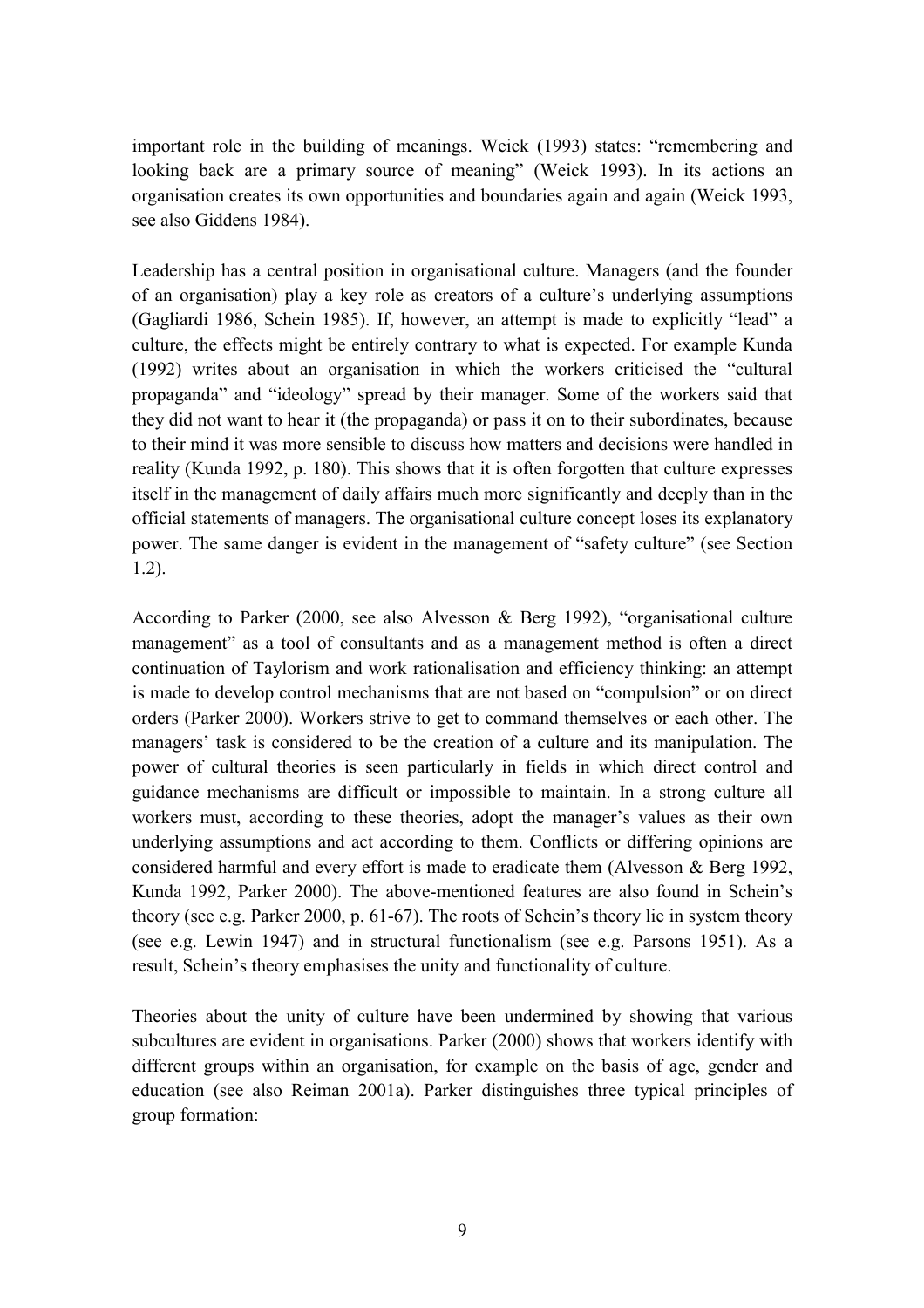important role in the building of meanings. Weick (1993) states: "remembering and looking back are a primary source of meaning" (Weick 1993). In its actions an organisation creates its own opportunities and boundaries again and again (Weick 1993, see also Giddens 1984).

Leadership has a central position in organisational culture. Managers (and the founder of an organisation) play a key role as creators of a culture's underlying assumptions (Gagliardi 1986, Schein 1985). If, however, an attempt is made to explicitly "lead" a culture, the effects might be entirely contrary to what is expected. For example Kunda (1992) writes about an organisation in which the workers criticised the "cultural propaganda" and "ideology" spread by their manager. Some of the workers said that they did not want to hear it (the propaganda) or pass it on to their subordinates, because to their mind it was more sensible to discuss how matters and decisions were handled in reality (Kunda 1992, p. 180). This shows that it is often forgotten that culture expresses itself in the management of daily affairs much more significantly and deeply than in the official statements of managers. The organisational culture concept loses its explanatory power. The same danger is evident in the management of "safety culture" (see Section 1.2).

According to Parker (2000, see also Alvesson & Berg 1992), "organisational culture management" as a tool of consultants and as a management method is often a direct continuation of Taylorism and work rationalisation and efficiency thinking: an attempt is made to develop control mechanisms that are not based on "compulsion" or on direct orders (Parker 2000). Workers strive to get to command themselves or each other. The managers' task is considered to be the creation of a culture and its manipulation. The power of cultural theories is seen particularly in fields in which direct control and guidance mechanisms are difficult or impossible to maintain. In a strong culture all workers must, according to these theories, adopt the manager's values as their own underlying assumptions and act according to them. Conflicts or differing opinions are considered harmful and every effort is made to eradicate them (Alvesson & Berg 1992, Kunda 1992, Parker 2000). The above-mentioned features are also found in Schein's theory (see e.g. Parker 2000, p. 61-67). The roots of Schein's theory lie in system theory (see e.g. Lewin 1947) and in structural functionalism (see e.g. Parsons 1951). As a result, Schein's theory emphasises the unity and functionality of culture.

Theories about the unity of culture have been undermined by showing that various subcultures are evident in organisations. Parker (2000) shows that workers identify with different groups within an organisation, for example on the basis of age, gender and education (see also Reiman 2001a). Parker distinguishes three typical principles of group formation: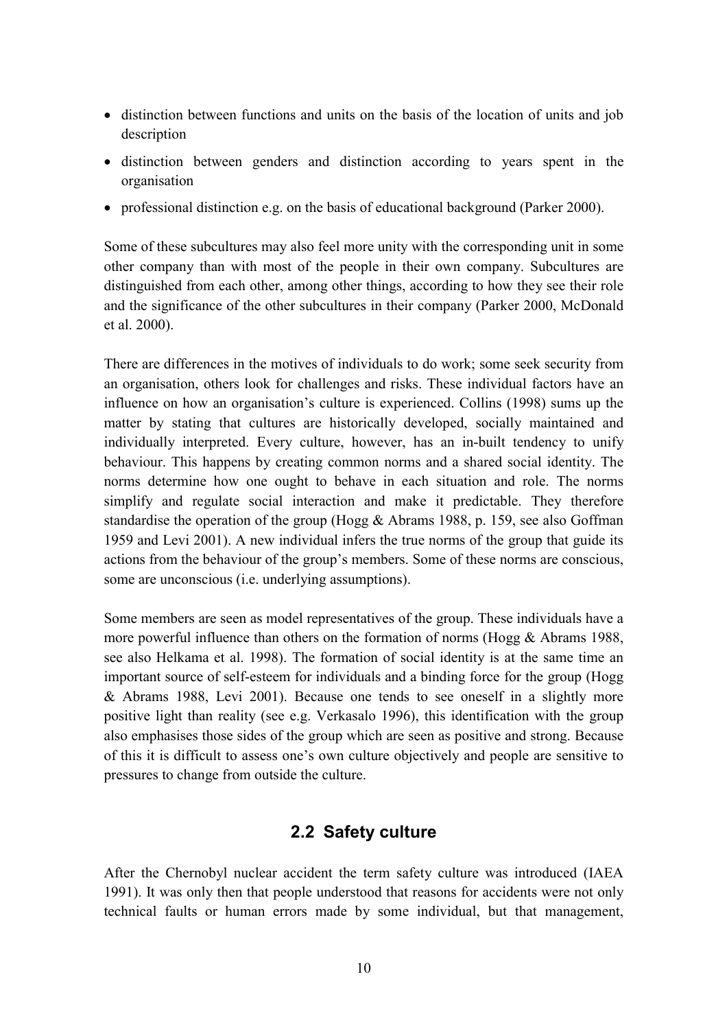- distinction between functions and units on the basis of the location of units and job description
- distinction between genders and distinction according to years spent in the organisation
- professional distinction e.g. on the basis of educational background (Parker 2000).

Some of these subcultures may also feel more unity with the corresponding unit in some other company than with most of the people in their own company. Subcultures are distinguished from each other, among other things, according to how they see their role and the significance of the other subcultures in their company (Parker 2000, McDonald et al. 2000).

There are differences in the motives of individuals to do work; some seek security from an organisation, others look for challenges and risks. These individual factors have an influence on how an organisation's culture is experienced. Collins (1998) sums up the matter by stating that cultures are historically developed, socially maintained and individually interpreted. Every culture, however, has an in-built tendency to unify behaviour. This happens by creating common norms and a shared social identity. The norms determine how one ought to behave in each situation and role. The norms simplify and regulate social interaction and make it predictable. They therefore standardise the operation of the group (Hogg & Abrams 1988, p. 159, see also Goffman 1959 and Levi 2001). A new individual infers the true norms of the group that guide its actions from the behaviour of the group's members. Some of these norms are conscious, some are unconscious (i.e. underlying assumptions).

Some members are seen as model representatives of the group. These individuals have a more powerful influence than others on the formation of norms (Hogg & Abrams 1988, see also Helkama et al. 1998). The formation of social identity is at the same time an important source of self-esteem for individuals and a binding force for the group (Hogg & Abrams 1988, Levi 2001). Because one tends to see oneself in a slightly more positive light than reality (see e.g. Verkasalo 1996), this identification with the group also emphasises those sides of the group which are seen as positive and strong. Because of this it is difficult to assess one's own culture objectively and people are sensitive to pressures to change from outside the culture.

## 2.2 Safety culture

After the Chernobyl nuclear accident the term safety culture was introduced (IAEA 1991). It was only then that people understood that reasons for accidents were not only technical faults or human errors made by some individual, but that management,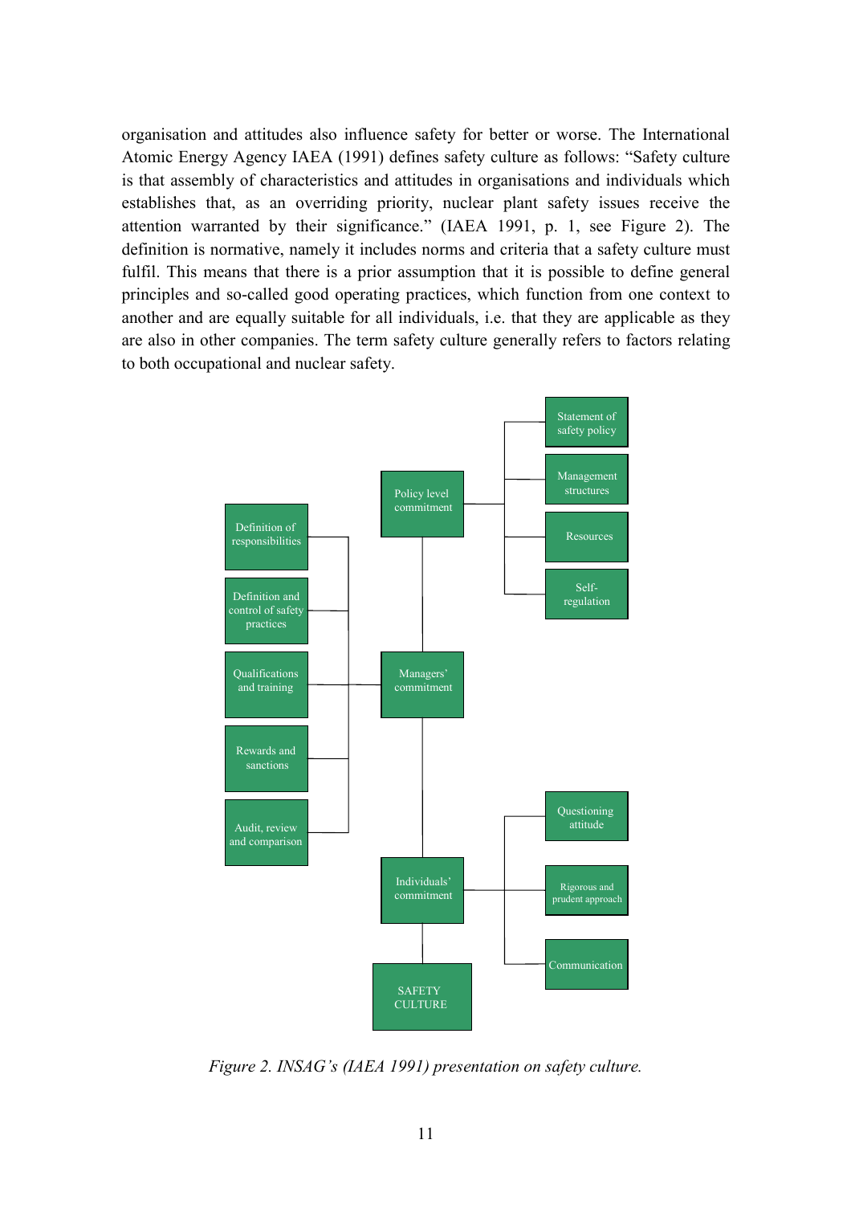organisation and attitudes also influence safety for better or worse. The International Atomic Energy Agency IAEA (1991) defines safety culture as follows: "Safety culture is that assembly of characteristics and attitudes in organisations and individuals which establishes that, as an overriding priority, nuclear plant safety issues receive the attention warranted by their significance." (IAEA 1991, p. 1, see Figure 2). The definition is normative, namely it includes norms and criteria that a safety culture must fulfil. This means that there is a prior assumption that it is possible to define general principles and so-called good operating practices, which function from one context to another and are equally suitable for all individuals, i.e. that they are applicable as they are also in other companies. The term safety culture generally refers to factors relating to both occupational and nuclear safety.

*Figure 2. INSAG's (IAEA 1991) presentation on safety culture.*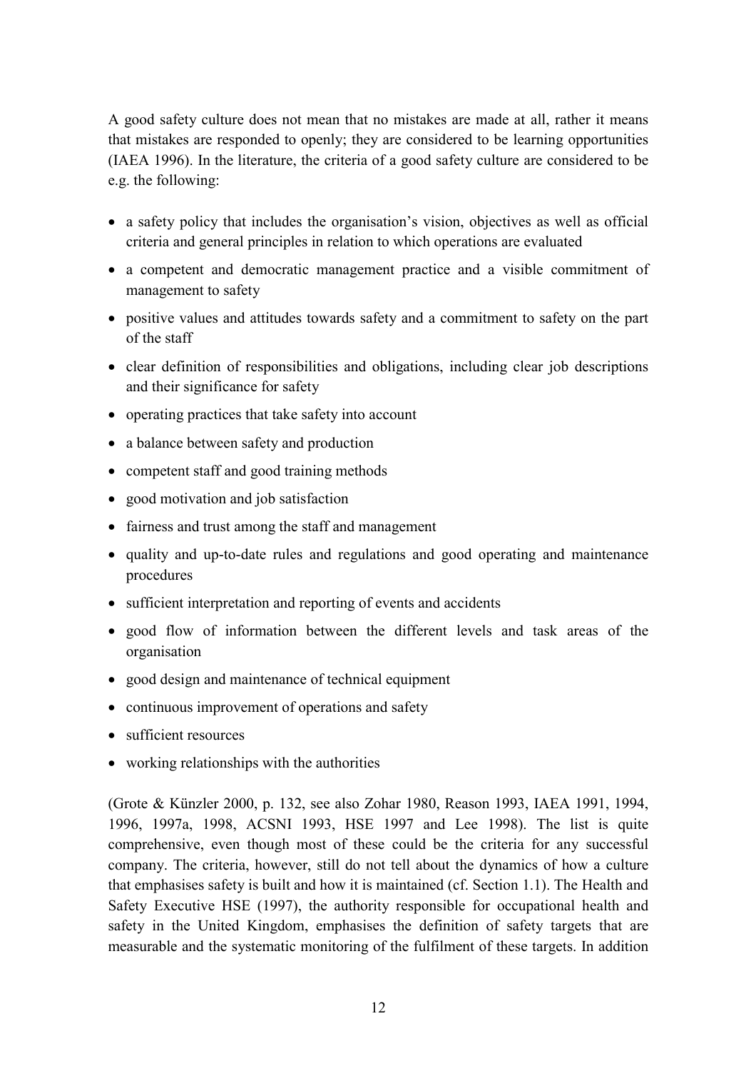A good safety culture does not mean that no mistakes are made at all, rather it means that mistakes are responded to openly; they are considered to be learning opportunities (IAEA 1996). In the literature, the criteria of a good safety culture are considered to be e.g. the following:

- a safety policy that includes the organisation's vision, objectives as well as official criteria and general principles in relation to which operations are evaluated
- a competent and democratic management practice and a visible commitment of management to safety
- positive values and attitudes towards safety and a commitment to safety on the part of the staff
- clear definition of responsibilities and obligations, including clear job descriptions and their significance for safety
- operating practices that take safety into account
- a balance between safety and production
- competent staff and good training methods
- good motivation and job satisfaction
- fairness and trust among the staff and management
- quality and up-to-date rules and regulations and good operating and maintenance procedures
- sufficient interpretation and reporting of events and accidents
- good flow of information between the different levels and task areas of the organisation
- good design and maintenance of technical equipment
- continuous improvement of operations and safety
- sufficient resources
- working relationships with the authorities

(Grote & Künzler 2000, p. 132, see also Zohar 1980, Reason 1993, IAEA 1991, 1994, 1996, 1997a, 1998, ACSNI 1993, HSE 1997 and Lee 1998). The list is quite comprehensive, even though most of these could be the criteria for any successful company. The criteria, however, still do not tell about the dynamics of how a culture that emphasises safety is built and how it is maintained (cf. Section 1.1). The Health and Safety Executive HSE (1997), the authority responsible for occupational health and safety in the United Kingdom, emphasises the definition of safety targets that are measurable and the systematic monitoring of the fulfilment of these targets. In addition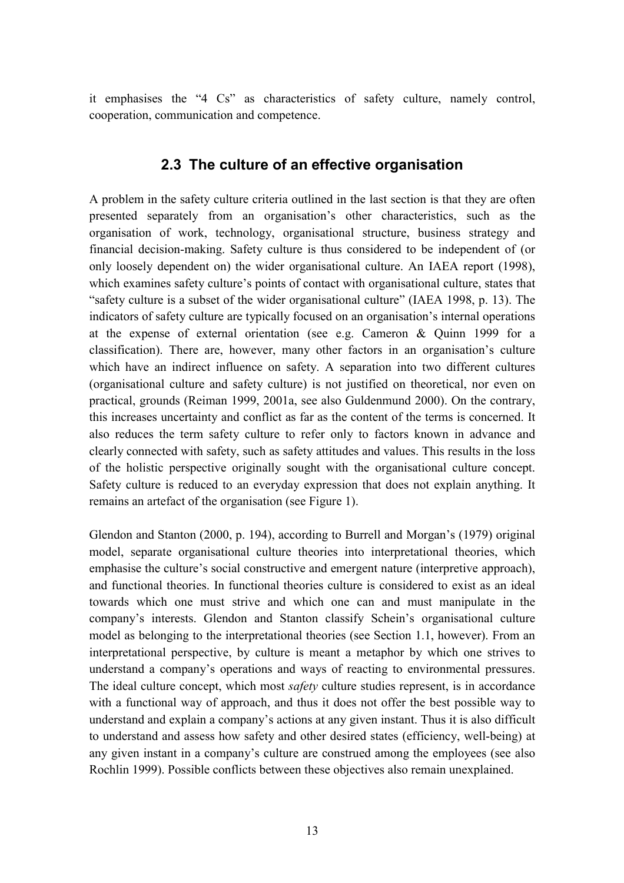it emphasises the "4 Cs" as characteristics of safety culture, namely control, cooperation, communication and competence.

## 2.3 The culture of an effective organisation

A problem in the safety culture criteria outlined in the last section is that they are often presented separately from an organisation's other characteristics, such as the organisation of work, technology, organisational structure, business strategy and financial decision-making. Safety culture is thus considered to be independent of (or only loosely dependent on) the wider organisational culture. An IAEA report (1998), which examines safety culture's points of contact with organisational culture, states that "safety culture is a subset of the wider organisational culture" (IAEA 1998, p. 13). The indicators of safety culture are typically focused on an organisation's internal operations at the expense of external orientation (see e.g. Cameron & Quinn 1999 for a classification). There are, however, many other factors in an organisation's culture which have an indirect influence on safety. A separation into two different cultures (organisational culture and safety culture) is not justified on theoretical, nor even on practical, grounds (Reiman 1999, 2001a, see also Guldenmund 2000). On the contrary, this increases uncertainty and conflict as far as the content of the terms is concerned. It also reduces the term safety culture to refer only to factors known in advance and clearly connected with safety, such as safety attitudes and values. This results in the loss of the holistic perspective originally sought with the organisational culture concept. Safety culture is reduced to an everyday expression that does not explain anything. It remains an artefact of the organisation (see Figure 1).

Glendon and Stanton (2000, p. 194), according to Burrell and Morgan's (1979) original model, separate organisational culture theories into interpretational theories, which emphasise the culture's social constructive and emergent nature (interpretive approach), and functional theories. In functional theories culture is considered to exist as an ideal towards which one must strive and which one can and must manipulate in the company's interests. Glendon and Stanton classify Schein's organisational culture model as belonging to the interpretational theories (see Section 1.1, however). From an interpretational perspective, by culture is meant a metaphor by which one strives to understand a company's operations and ways of reacting to environmental pressures. The ideal culture concept, which most *safety* culture studies represent, is in accordance with a functional way of approach, and thus it does not offer the best possible way to understand and explain a company's actions at any given instant. Thus it is also difficult to understand and assess how safety and other desired states (efficiency, well-being) at any given instant in a company's culture are construed among the employees (see also Rochlin 1999). Possible conflicts between these objectives also remain unexplained.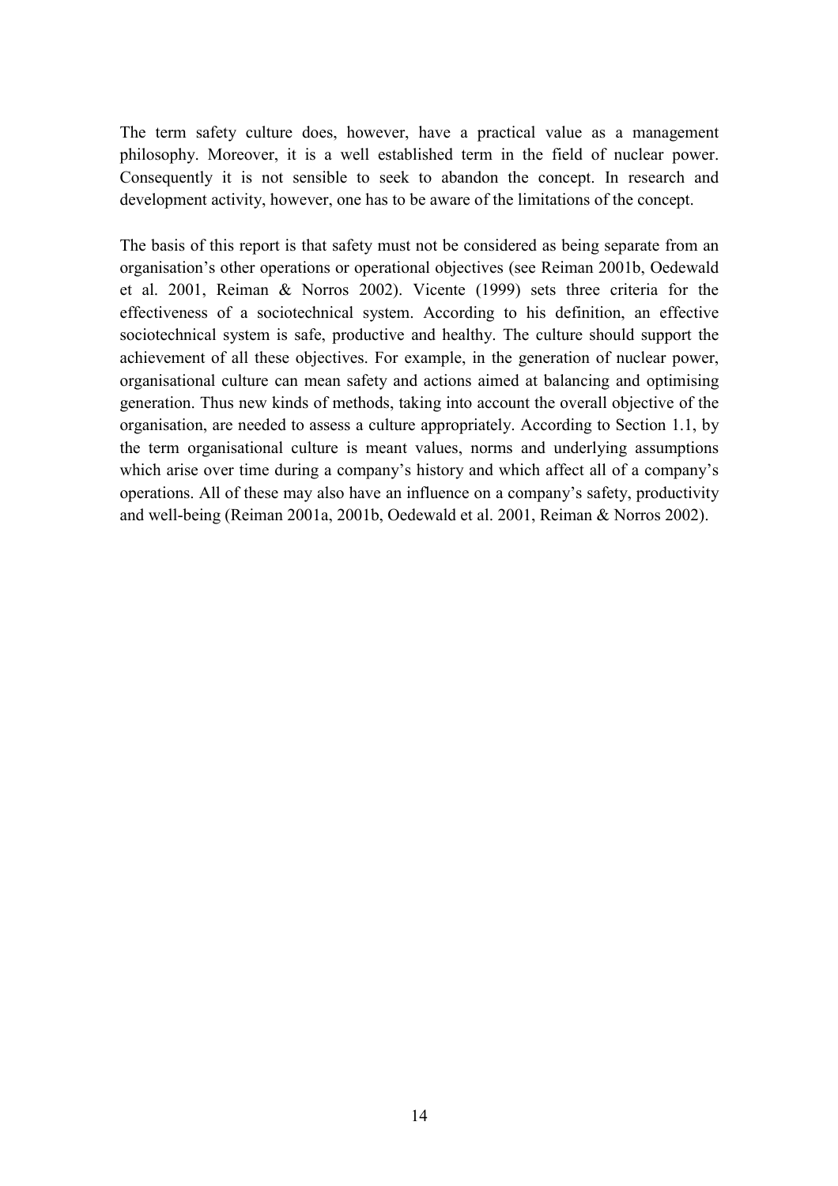The term safety culture does, however, have a practical value as a management philosophy. Moreover, it is a well established term in the field of nuclear power. Consequently it is not sensible to seek to abandon the concept. In research and development activity, however, one has to be aware of the limitations of the concept.

The basis of this report is that safety must not be considered as being separate from an organisation's other operations or operational objectives (see Reiman 2001b, Oedewald et al. 2001, Reiman & Norros 2002). Vicente (1999) sets three criteria for the effectiveness of a sociotechnical system. According to his definition, an effective sociotechnical system is safe, productive and healthy. The culture should support the achievement of all these objectives. For example, in the generation of nuclear power, organisational culture can mean safety and actions aimed at balancing and optimising generation. Thus new kinds of methods, taking into account the overall objective of the organisation, are needed to assess a culture appropriately. According to Section 1.1, by the term organisational culture is meant values, norms and underlying assumptions which arise over time during a company's history and which affect all of a company's operations. All of these may also have an influence on a company's safety, productivity and well-being (Reiman 2001a, 2001b, Oedewald et al. 2001, Reiman & Norros 2002).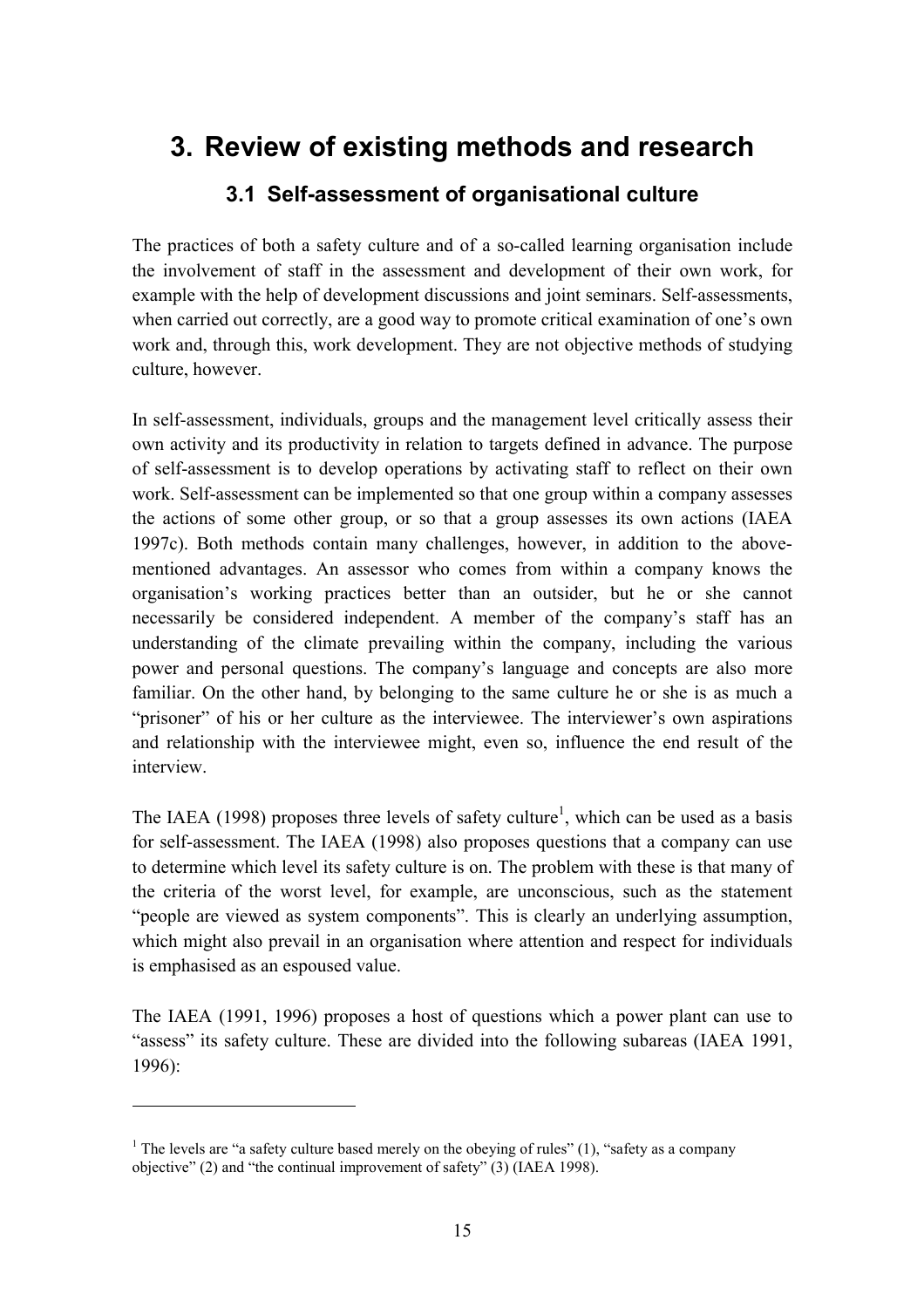# 3. Review of existing methods and research

## 3.1 Self-assessment of organisational culture

The practices of both a safety culture and of a so-called learning organisation include the involvement of staff in the assessment and development of their own work, for example with the help of development discussions and joint seminars. Self-assessments, when carried out correctly, are a good way to promote critical examination of one's own work and, through this, work development. They are not objective methods of studying culture, however.

In self-assessment, individuals, groups and the management level critically assess their own activity and its productivity in relation to targets defined in advance. The purpose of self-assessment is to develop operations by activating staff to reflect on their own work. Self-assessment can be implemented so that one group within a company assesses the actions of some other group, or so that a group assesses its own actions (IAEA 1997c). Both methods contain many challenges, however, in addition to the above-mentioned advantages. An assessor who comes from within a company knows the organisation's working practices better than an outsider, but he or she cannot necessarily be considered independent. A member of the company's staff has an understanding of the climate prevailing within the company, including the various power and personal questions. The company's language and concepts are also more familiar. On the other hand, by belonging to the same culture he or she is as much a "prisoner" of his or her culture as the interviewee. The interviewer's own aspirations and relationship with the interviewee might, even so, influence the end result of the interview.

The IAEA (1998) proposes three levels of safety culture[1], which can be used as a basis for self-assessment. The IAEA (1998) also proposes questions that a company can use to determine which level its safety culture is on. The problem with these is that many of the criteria of the worst level, for example, are unconscious, such as the statement "people are viewed as system components". This is clearly an underlying assumption, which might also prevail in an organisation where attention and respect for individuals is emphasised as an espoused value.

The IAEA (1991, 1996) proposes a host of questions which a power plant can use to "assess" its safety culture. These are divided into the following subareas (IAEA 1991, 1996):

---

[1] The levels are "a safety culture based merely on the obeying of rules" (1), "safety as a company objective" (2) and "the continual improvement of safety" (3) (IAEA 1998).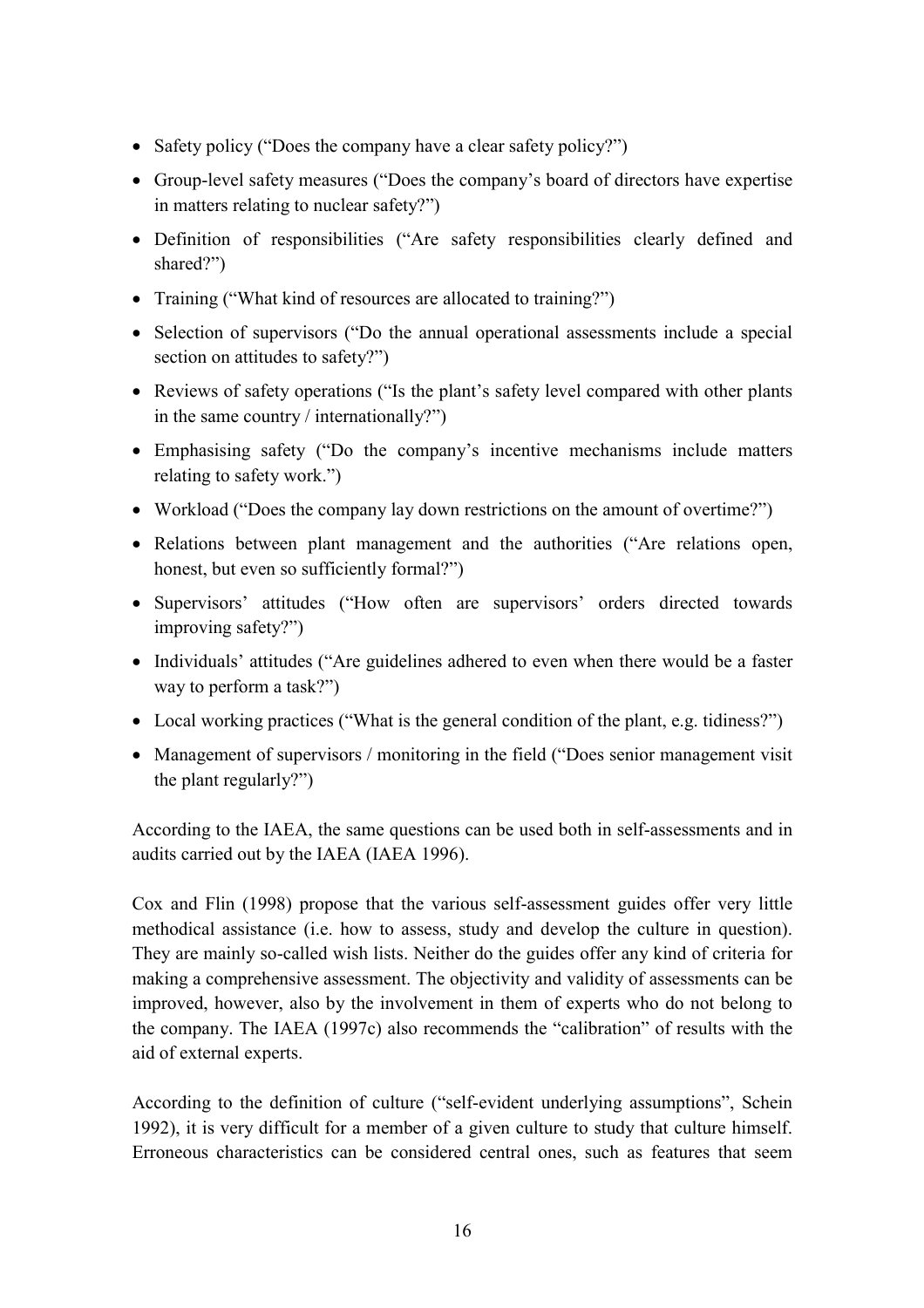- Safety policy ("Does the company have a clear safety policy?")
- Group-level safety measures ("Does the company's board of directors have expertise in matters relating to nuclear safety?")
- Definition of responsibilities ("Are safety responsibilities clearly defined and shared?")
- Training ("What kind of resources are allocated to training?")
- Selection of supervisors ("Do the annual operational assessments include a special section on attitudes to safety?")
- Reviews of safety operations ("Is the plant's safety level compared with other plants in the same country / internationally?")
- Emphasising safety ("Do the company's incentive mechanisms include matters relating to safety work.")
- Workload ("Does the company lay down restrictions on the amount of overtime?")
- Relations between plant management and the authorities ("Are relations open, honest, but even so sufficiently formal?")
- Supervisors' attitudes ("How often are supervisors' orders directed towards improving safety?")
- Individuals' attitudes ("Are guidelines adhered to even when there would be a faster way to perform a task?")
- Local working practices ("What is the general condition of the plant, e.g. tidiness?")
- Management of supervisors / monitoring in the field ("Does senior management visit the plant regularly?")

According to the IAEA, the same questions can be used both in self-assessments and in audits carried out by the IAEA (IAEA 1996).

Cox and Flin (1998) propose that the various self-assessment guides offer very little methodical assistance (i.e. how to assess, study and develop the culture in question). They are mainly so-called wish lists. Neither do the guides offer any kind of criteria for making a comprehensive assessment. The objectivity and validity of assessments can be improved, however, also by the involvement in them of experts who do not belong to the company. The IAEA (1997c) also recommends the "calibration" of results with the aid of external experts.

According to the definition of culture ("self-evident underlying assumptions", Schein 1992), it is very difficult for a member of a given culture to study that culture himself. Erroneous characteristics can be considered central ones, such as features that seem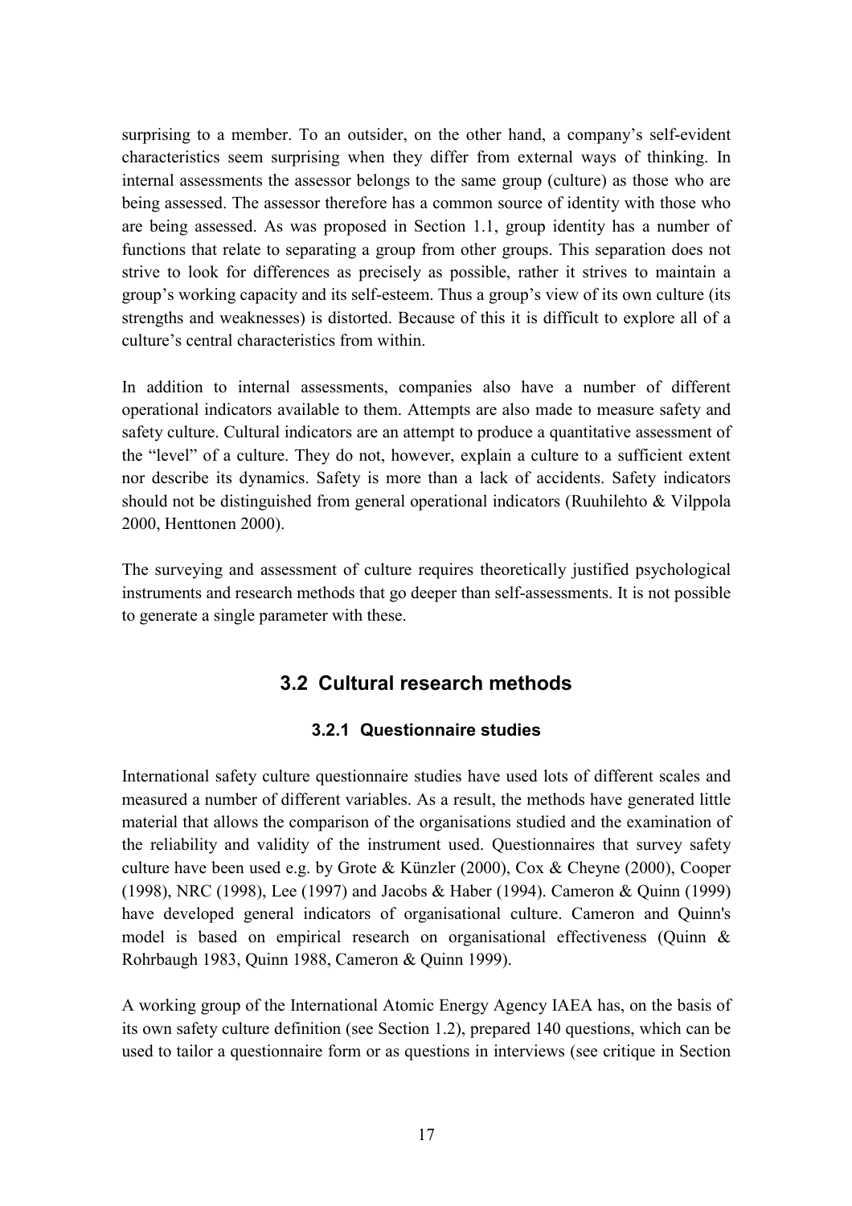surprising to a member. To an outsider, on the other hand, a company's self-evident characteristics seem surprising when they differ from external ways of thinking. In internal assessments the assessor belongs to the same group (culture) as those who are being assessed. The assessor therefore has a common source of identity with those who are being assessed. As was proposed in Section 1.1, group identity has a number of functions that relate to separating a group from other groups. This separation does not strive to look for differences as precisely as possible, rather it strives to maintain a group's working capacity and its self-esteem. Thus a group's view of its own culture (its strengths and weaknesses) is distorted. Because of this it is difficult to explore all of a culture's central characteristics from within.

In addition to internal assessments, companies also have a number of different operational indicators available to them. Attempts are also made to measure safety and safety culture. Cultural indicators are an attempt to produce a quantitative assessment of the "level" of a culture. They do not, however, explain a culture to a sufficient extent nor describe its dynamics. Safety is more than a lack of accidents. Safety indicators should not be distinguished from general operational indicators (Ruuhilehto & Vilppola 2000, Henttonen 2000).

The surveying and assessment of culture requires theoretically justified psychological instruments and research methods that go deeper than self-assessments. It is not possible to generate a single parameter with these.

## 3.2 Cultural research methods

### 3.2.1 Questionnaire studies

International safety culture questionnaire studies have used lots of different scales and measured a number of different variables. As a result, the methods have generated little material that allows the comparison of the organisations studied and the examination of the reliability and validity of the instrument used. Questionnaires that survey safety culture have been used e.g. by Grote & Künzler (2000), Cox & Cheyne (2000), Cooper (1998), NRC (1998), Lee (1997) and Jacobs & Haber (1994). Cameron & Quinn (1999) have developed general indicators of organisational culture. Cameron and Quinn's model is based on empirical research on organisational effectiveness (Quinn & Rohrbaugh 1983, Quinn 1988, Cameron & Quinn 1999).

A working group of the International Atomic Energy Agency IAEA has, on the basis of its own safety culture definition (see Section 1.2), prepared 140 questions, which can be used to tailor a questionnaire form or as questions in interviews (see critique in Section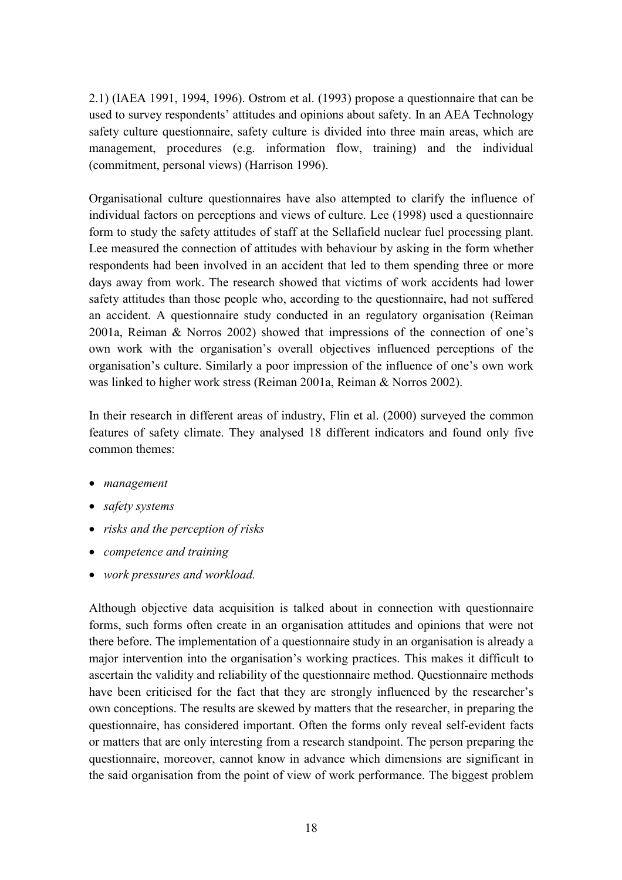2.1) (IAEA 1991, 1994, 1996). Ostrom et al. (1993) propose a questionnaire that can be used to survey respondents' attitudes and opinions about safety. In an AEA Technology safety culture questionnaire, safety culture is divided into three main areas, which are management, procedures (e.g. information flow, training) and the individual (commitment, personal views) (Harrison 1996).

Organisational culture questionnaires have also attempted to clarify the influence of individual factors on perceptions and views of culture. Lee (1998) used a questionnaire form to study the safety attitudes of staff at the Sellafield nuclear fuel processing plant. Lee measured the connection of attitudes with behaviour by asking in the form whether respondents had been involved in an accident that led to them spending three or more days away from work. The research showed that victims of work accidents had lower safety attitudes than those people who, according to the questionnaire, had not suffered an accident. A questionnaire study conducted in an regulatory organisation (Reiman 2001a, Reiman & Norros 2002) showed that impressions of the connection of one's own work with the organisation's overall objectives influenced perceptions of the organisation's culture. Similarly a poor impression of the influence of one's own work was linked to higher work stress (Reiman 2001a, Reiman & Norros 2002).

In their research in different areas of industry, Flin et al. (2000) surveyed the common features of safety climate. They analysed 18 different indicators and found only five common themes:

- *management*
- *safety systems*
- *risks and the perception of risks*
- *competence and training*
- *work pressures and workload.*

Although objective data acquisition is talked about in connection with questionnaire forms, such forms often create in an organisation attitudes and opinions that were not there before. The implementation of a questionnaire study in an organisation is already a major intervention into the organisation's working practices. This makes it difficult to ascertain the validity and reliability of the questionnaire method. Questionnaire methods have been criticised for the fact that they are strongly influenced by the researcher's own conceptions. The results are skewed by matters that the researcher, in preparing the questionnaire, has considered important. Often the forms only reveal self-evident facts or matters that are only interesting from a research standpoint. The person preparing the questionnaire, moreover, cannot know in advance which dimensions are significant in the said organisation from the point of view of work performance. The biggest problem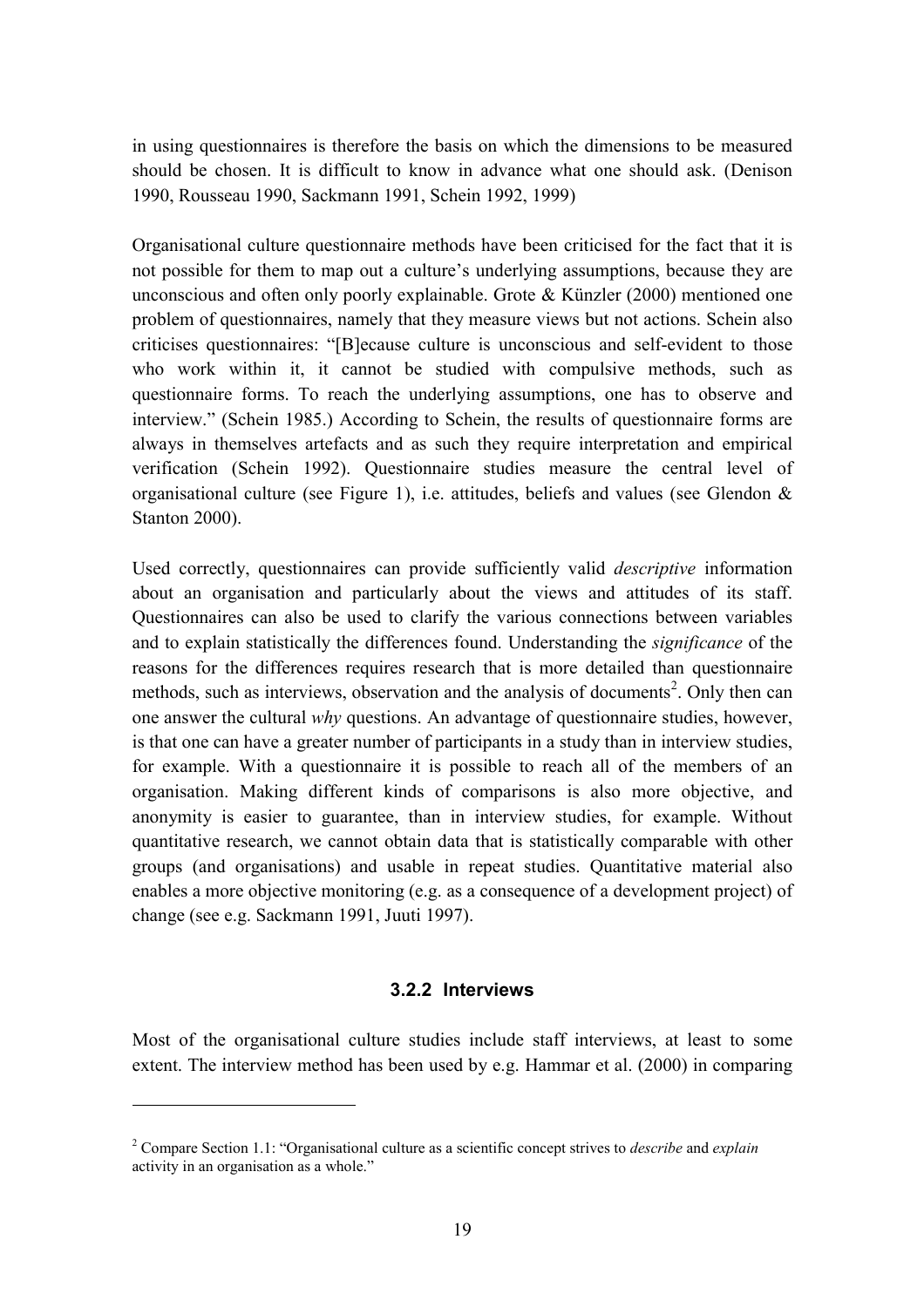in using questionnaires is therefore the basis on which the dimensions to be measured should be chosen. It is difficult to know in advance what one should ask. (Denison 1990, Rousseau 1990, Sackmann 1991, Schein 1992, 1999)

Organisational culture questionnaire methods have been criticised for the fact that it is not possible for them to map out a culture's underlying assumptions, because they are unconscious and often only poorly explainable. Grote & Künzler (2000) mentioned one problem of questionnaires, namely that they measure views but not actions. Schein also criticises questionnaires: "[B]ecause culture is unconscious and self-evident to those who work within it, it cannot be studied with compulsive methods, such as questionnaire forms. To reach the underlying assumptions, one has to observe and interview." (Schein 1985.) According to Schein, the results of questionnaire forms are always in themselves artefacts and as such they require interpretation and empirical verification (Schein 1992). Questionnaire studies measure the central level of organisational culture (see Figure 1), i.e. attitudes, beliefs and values (see Glendon & Stanton 2000).

Used correctly, questionnaires can provide sufficiently valid *descriptive* information about an organisation and particularly about the views and attitudes of its staff. Questionnaires can also be used to clarify the various connections between variables and to explain statistically the differences found. Understanding the *significance* of the reasons for the differences requires research that is more detailed than questionnaire methods, such as interviews, observation and the analysis of documents[2]. Only then can one answer the cultural *why* questions. An advantage of questionnaire studies, however, is that one can have a greater number of participants in a study than in interview studies, for example. With a questionnaire it is possible to reach all of the members of an organisation. Making different kinds of comparisons is also more objective, and anonymity is easier to guarantee, than in interview studies, for example. Without quantitative research, we cannot obtain data that is statistically comparable with other groups (and organisations) and usable in repeat studies. Quantitative material also enables a more objective monitoring (e.g. as a consequence of a development project) of change (see e.g. Sackmann 1991, Juuti 1997).

### 3.2.2 Interviews

Most of the organisational culture studies include staff interviews, at least to some extent. The interview method has been used by e.g. Hammar et al. (2000) in comparing

---

[2] Compare Section 1.1: "Organisational culture as a scientific concept strives to *describe* and *explain* activity in an organisation as a whole."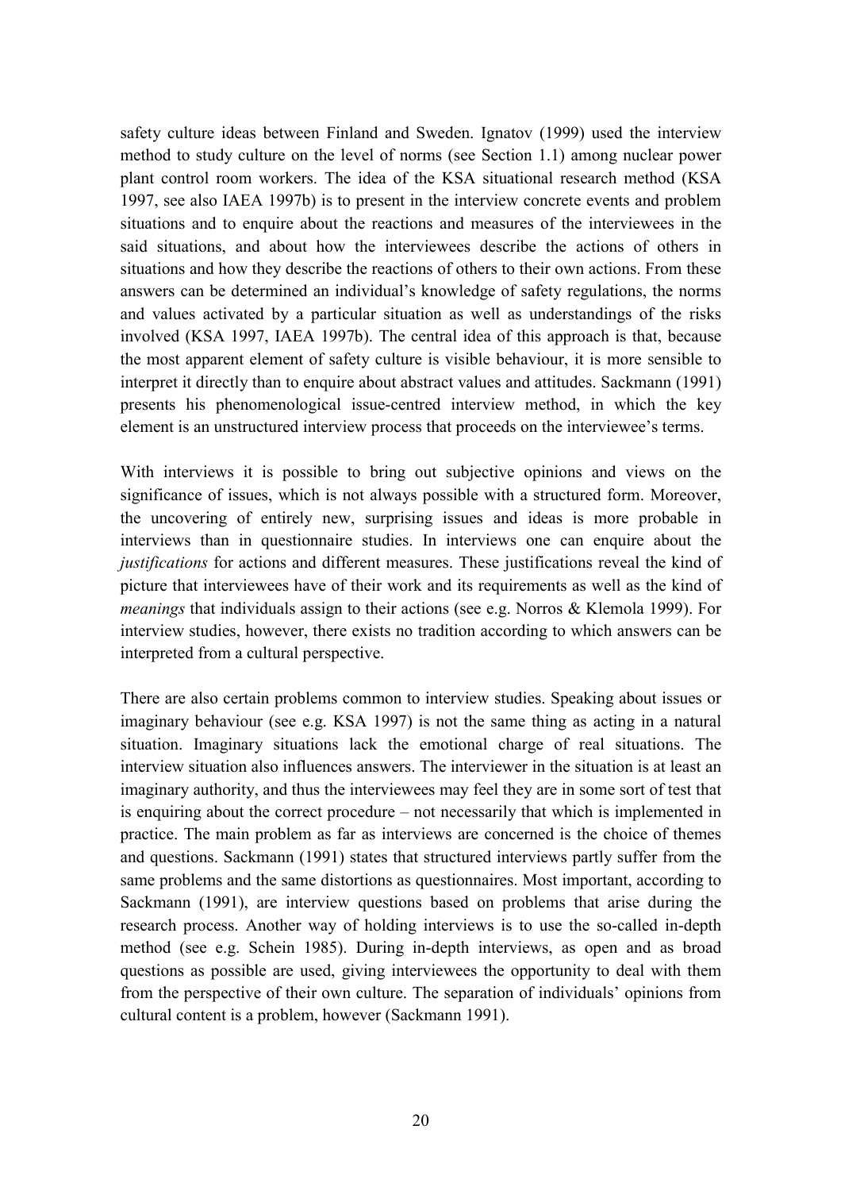safety culture ideas between Finland and Sweden. Ignatov (1999) used the interview method to study culture on the level of norms (see Section 1.1) among nuclear power plant control room workers. The idea of the KSA situational research method (KSA 1997, see also IAEA 1997b) is to present in the interview concrete events and problem situations and to enquire about the reactions and measures of the interviewees in the said situations, and about how the interviewees describe the actions of others in situations and how they describe the reactions of others to their own actions. From these answers can be determined an individual's knowledge of safety regulations, the norms and values activated by a particular situation as well as understandings of the risks involved (KSA 1997, IAEA 1997b). The central idea of this approach is that, because the most apparent element of safety culture is visible behaviour, it is more sensible to interpret it directly than to enquire about abstract values and attitudes. Sackmann (1991) presents his phenomenological issue-centred interview method, in which the key element is an unstructured interview process that proceeds on the interviewee's terms.

With interviews it is possible to bring out subjective opinions and views on the significance of issues, which is not always possible with a structured form. Moreover, the uncovering of entirely new, surprising issues and ideas is more probable in interviews than in questionnaire studies. In interviews one can enquire about the *justifications* for actions and different measures. These justifications reveal the kind of picture that interviewees have of their work and its requirements as well as the kind of *meanings* that individuals assign to their actions (see e.g. Norros & Klemola 1999). For interview studies, however, there exists no tradition according to which answers can be interpreted from a cultural perspective.

There are also certain problems common to interview studies. Speaking about issues or imaginary behaviour (see e.g. KSA 1997) is not the same thing as acting in a natural situation. Imaginary situations lack the emotional charge of real situations. The interview situation also influences answers. The interviewer in the situation is at least an imaginary authority, and thus the interviewees may feel they are in some sort of test that is enquiring about the correct procedure – not necessarily that which is implemented in practice. The main problem as far as interviews are concerned is the choice of themes and questions. Sackmann (1991) states that structured interviews partly suffer from the same problems and the same distortions as questionnaires. Most important, according to Sackmann (1991), are interview questions based on problems that arise during the research process. Another way of holding interviews is to use the so-called in-depth method (see e.g. Schein 1985). During in-depth interviews, as open and as broad questions as possible are used, giving interviewees the opportunity to deal with them from the perspective of their own culture. The separation of individuals' opinions from cultural content is a problem, however (Sackmann 1991).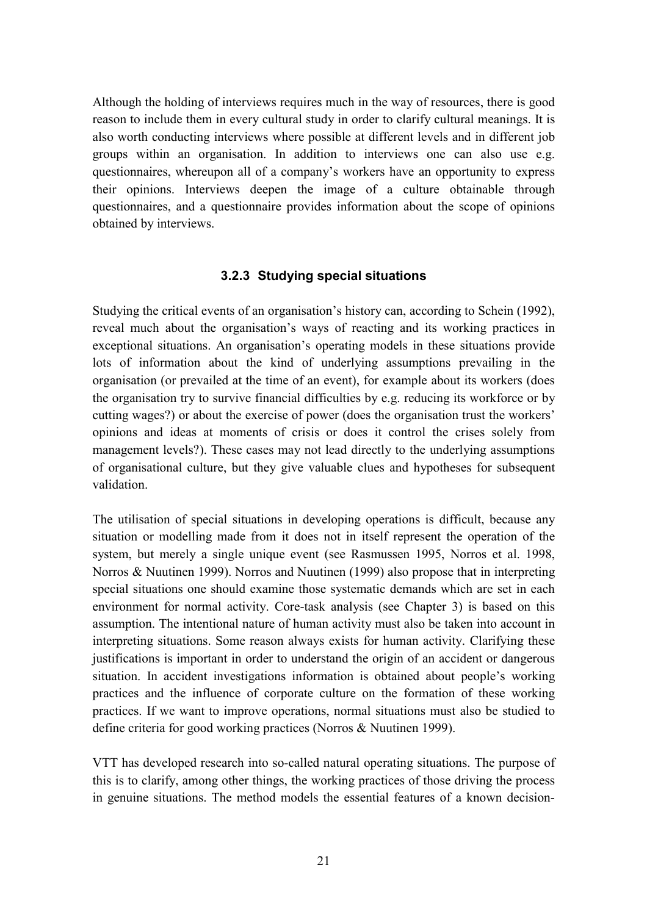Although the holding of interviews requires much in the way of resources, there is good reason to include them in every cultural study in order to clarify cultural meanings. It is also worth conducting interviews where possible at different levels and in different job groups within an organisation. In addition to interviews one can also use e.g. questionnaires, whereupon all of a company's workers have an opportunity to express their opinions. Interviews deepen the image of a culture obtainable through questionnaires, and a questionnaire provides information about the scope of opinions obtained by interviews.

### 3.2.3 Studying special situations

Studying the critical events of an organisation's history can, according to Schein (1992), reveal much about the organisation's ways of reacting and its working practices in exceptional situations. An organisation's operating models in these situations provide lots of information about the kind of underlying assumptions prevailing in the organisation (or prevailed at the time of an event), for example about its workers (does the organisation try to survive financial difficulties by e.g. reducing its workforce or by cutting wages?) or about the exercise of power (does the organisation trust the workers' opinions and ideas at moments of crisis or does it control the crises solely from management levels?). These cases may not lead directly to the underlying assumptions of organisational culture, but they give valuable clues and hypotheses for subsequent validation.

The utilisation of special situations in developing operations is difficult, because any situation or modelling made from it does not in itself represent the operation of the system, but merely a single unique event (see Rasmussen 1995, Norros et al. 1998, Norros & Nuutinen 1999). Norros and Nuutinen (1999) also propose that in interpreting special situations one should examine those systematic demands which are set in each environment for normal activity. Core-task analysis (see Chapter 3) is based on this assumption. The intentional nature of human activity must also be taken into account in interpreting situations. Some reason always exists for human activity. Clarifying these justifications is important in order to understand the origin of an accident or dangerous situation. In accident investigations information is obtained about people's working practices and the influence of corporate culture on the formation of these working practices. If we want to improve operations, normal situations must also be studied to define criteria for good working practices (Norros & Nuutinen 1999).

VTT has developed research into so-called natural operating situations. The purpose of this is to clarify, among other things, the working practices of those driving the process in genuine situations. The method models the essential features of a known decision-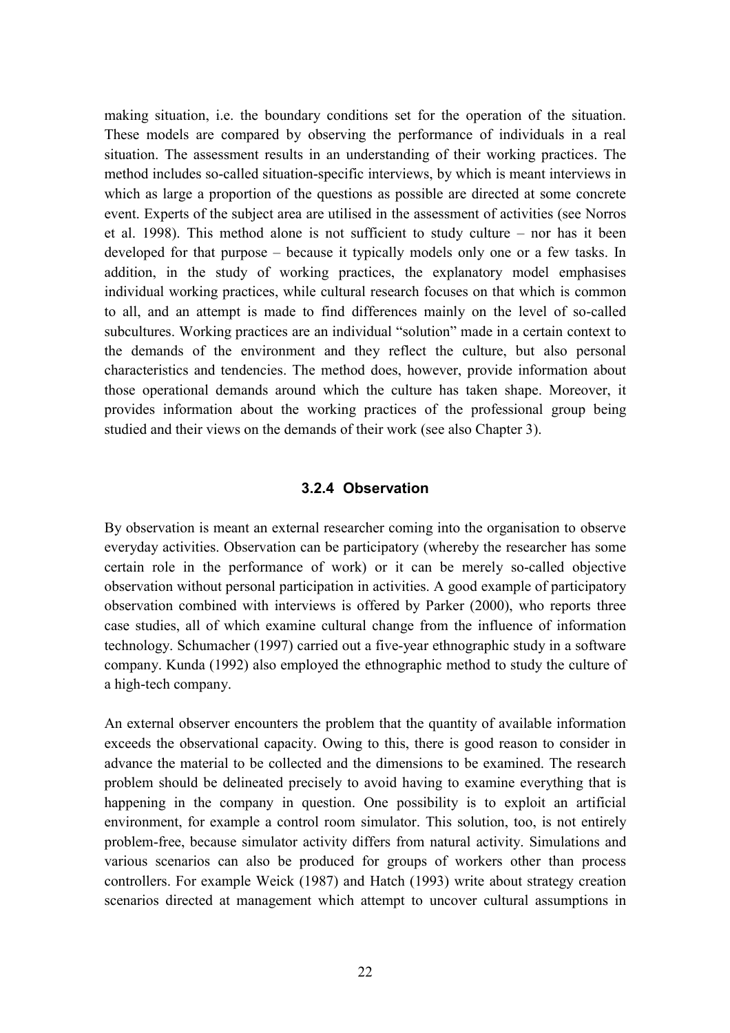making situation, i.e. the boundary conditions set for the operation of the situation. These models are compared by observing the performance of individuals in a real situation. The assessment results in an understanding of their working practices. The method includes so-called situation-specific interviews, by which is meant interviews in which as large a proportion of the questions as possible are directed at some concrete event. Experts of the subject area are utilised in the assessment of activities (see Norros et al. 1998). This method alone is not sufficient to study culture – nor has it been developed for that purpose – because it typically models only one or a few tasks. In addition, in the study of working practices, the explanatory model emphasises individual working practices, while cultural research focuses on that which is common to all, and an attempt is made to find differences mainly on the level of so-called subcultures. Working practices are an individual "solution" made in a certain context to the demands of the environment and they reflect the culture, but also personal characteristics and tendencies. The method does, however, provide information about those operational demands around which the culture has taken shape. Moreover, it provides information about the working practices of the professional group being studied and their views on the demands of their work (see also Chapter 3).

### 3.2.4 Observation

By observation is meant an external researcher coming into the organisation to observe everyday activities. Observation can be participatory (whereby the researcher has some certain role in the performance of work) or it can be merely so-called objective observation without personal participation in activities. A good example of participatory observation combined with interviews is offered by Parker (2000), who reports three case studies, all of which examine cultural change from the influence of information technology. Schumacher (1997) carried out a five-year ethnographic study in a software company. Kunda (1992) also employed the ethnographic method to study the culture of a high-tech company.

An external observer encounters the problem that the quantity of available information exceeds the observational capacity. Owing to this, there is good reason to consider in advance the material to be collected and the dimensions to be examined. The research problem should be delineated precisely to avoid having to examine everything that is happening in the company in question. One possibility is to exploit an artificial environment, for example a control room simulator. This solution, too, is not entirely problem-free, because simulator activity differs from natural activity. Simulations and various scenarios can also be produced for groups of workers other than process controllers. For example Weick (1987) and Hatch (1993) write about strategy creation scenarios directed at management which attempt to uncover cultural assumptions in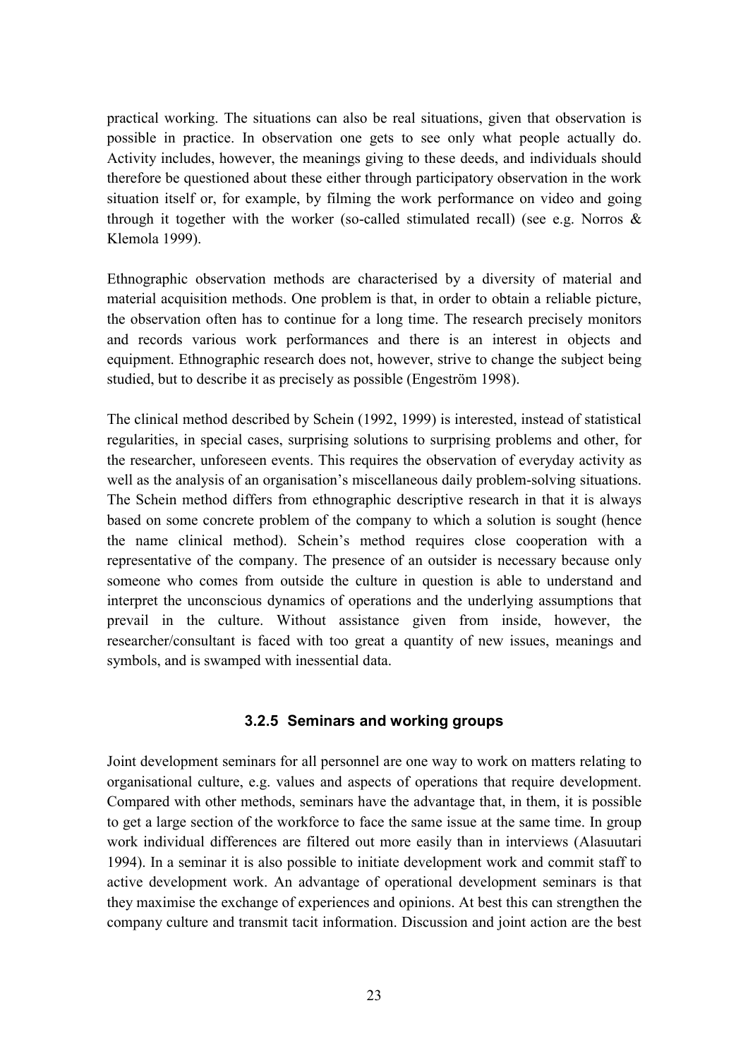practical working. The situations can also be real situations, given that observation is possible in practice. In observation one gets to see only what people actually do. Activity includes, however, the meanings giving to these deeds, and individuals should therefore be questioned about these either through participatory observation in the work situation itself or, for example, by filming the work performance on video and going through it together with the worker (so-called stimulated recall) (see e.g. Norros & Klemola 1999).

Ethnographic observation methods are characterised by a diversity of material and material acquisition methods. One problem is that, in order to obtain a reliable picture, the observation often has to continue for a long time. The research precisely monitors and records various work performances and there is an interest in objects and equipment. Ethnographic research does not, however, strive to change the subject being studied, but to describe it as precisely as possible (Engeström 1998).

The clinical method described by Schein (1992, 1999) is interested, instead of statistical regularities, in special cases, surprising solutions to surprising problems and other, for the researcher, unforeseen events. This requires the observation of everyday activity as well as the analysis of an organisation's miscellaneous daily problem-solving situations. The Schein method differs from ethnographic descriptive research in that it is always based on some concrete problem of the company to which a solution is sought (hence the name clinical method). Schein's method requires close cooperation with a representative of the company. The presence of an outsider is necessary because only someone who comes from outside the culture in question is able to understand and interpret the unconscious dynamics of operations and the underlying assumptions that prevail in the culture. Without assistance given from inside, however, the researcher/consultant is faced with too great a quantity of new issues, meanings and symbols, and is swamped with inessential data.

### 3.2.5 Seminars and working groups

Joint development seminars for all personnel are one way to work on matters relating to organisational culture, e.g. values and aspects of operations that require development. Compared with other methods, seminars have the advantage that, in them, it is possible to get a large section of the workforce to face the same issue at the same time. In group work individual differences are filtered out more easily than in interviews (Alasuutari 1994). In a seminar it is also possible to initiate development work and commit staff to active development work. An advantage of operational development seminars is that they maximise the exchange of experiences and opinions. At best this can strengthen the company culture and transmit tacit information. Discussion and joint action are the best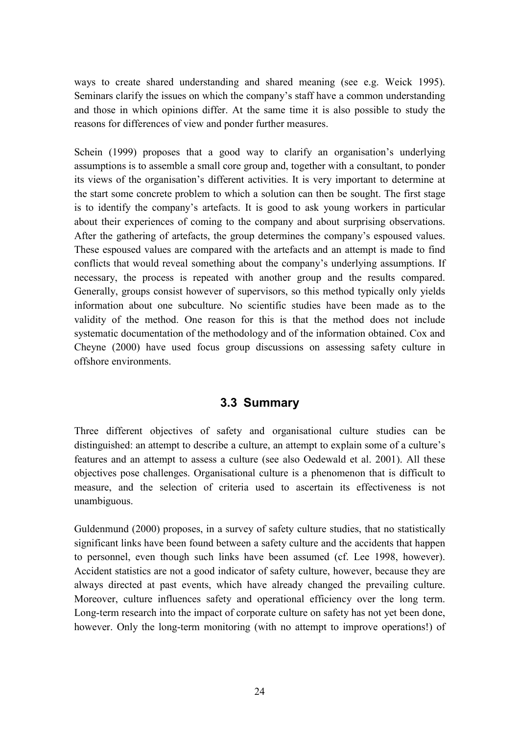ways to create shared understanding and shared meaning (see e.g. Weick 1995). Seminars clarify the issues on which the company's staff have a common understanding and those in which opinions differ. At the same time it is also possible to study the reasons for differences of view and ponder further measures.

Schein (1999) proposes that a good way to clarify an organisation's underlying assumptions is to assemble a small core group and, together with a consultant, to ponder its views of the organisation's different activities. It is very important to determine at the start some concrete problem to which a solution can then be sought. The first stage is to identify the company's artefacts. It is good to ask young workers in particular about their experiences of coming to the company and about surprising observations. After the gathering of artefacts, the group determines the company's espoused values. These espoused values are compared with the artefacts and an attempt is made to find conflicts that would reveal something about the company's underlying assumptions. If necessary, the process is repeated with another group and the results compared. Generally, groups consist however of supervisors, so this method typically only yields information about one subculture. No scientific studies have been made as to the validity of the method. One reason for this is that the method does not include systematic documentation of the methodology and of the information obtained. Cox and Cheyne (2000) have used focus group discussions on assessing safety culture in offshore environments.

## 3.3 Summary

Three different objectives of safety and organisational culture studies can be distinguished: an attempt to describe a culture, an attempt to explain some of a culture's features and an attempt to assess a culture (see also Oedewald et al. 2001). All these objectives pose challenges. Organisational culture is a phenomenon that is difficult to measure, and the selection of criteria used to ascertain its effectiveness is not unambiguous.

Guldenmund (2000) proposes, in a survey of safety culture studies, that no statistically significant links have been found between a safety culture and the accidents that happen to personnel, even though such links have been assumed (cf. Lee 1998, however). Accident statistics are not a good indicator of safety culture, however, because they are always directed at past events, which have already changed the prevailing culture. Moreover, culture influences safety and operational efficiency over the long term. Long-term research into the impact of corporate culture on safety has not yet been done, however. Only the long-term monitoring (with no attempt to improve operations!) of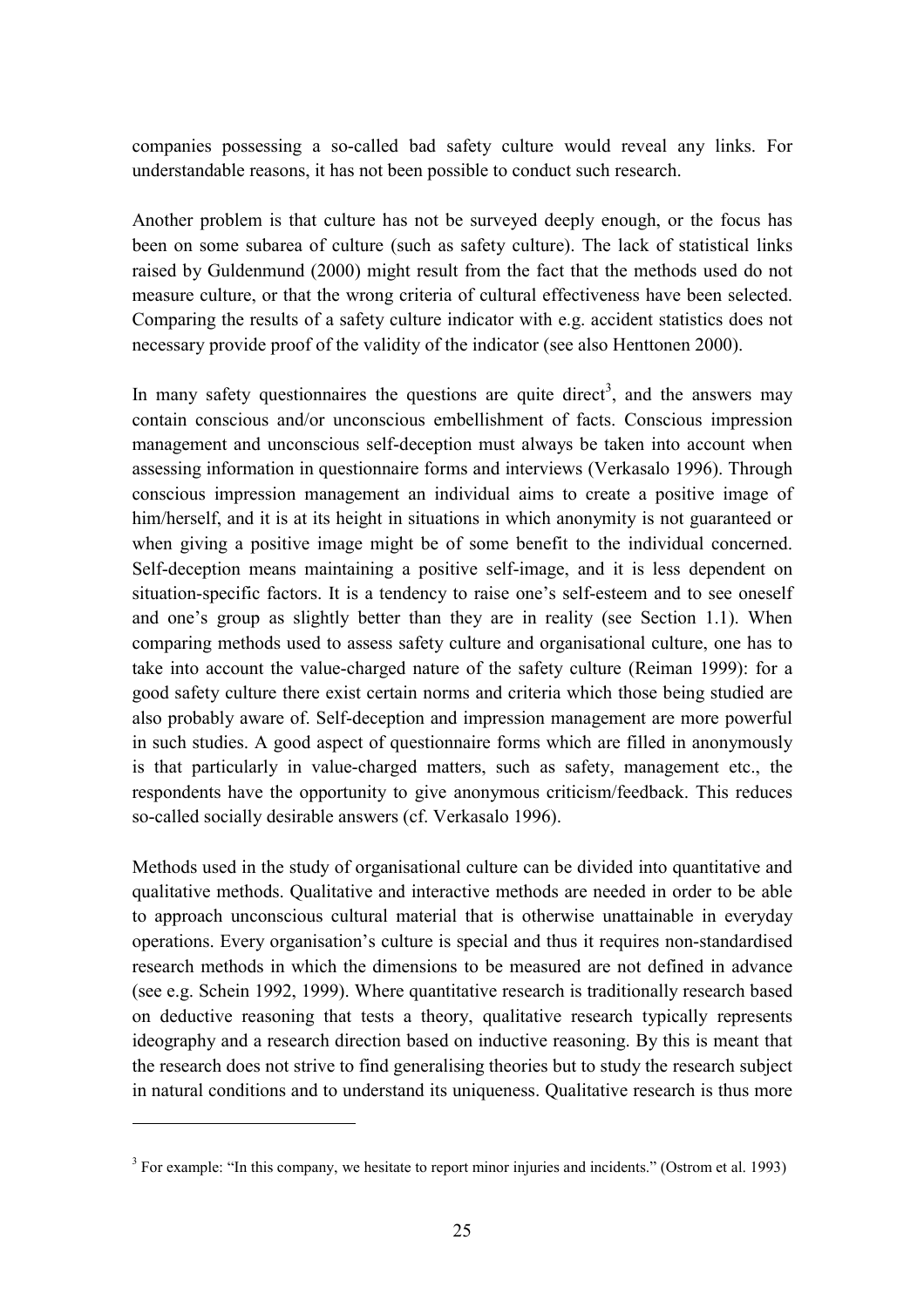companies possessing a so-called bad safety culture would reveal any links. For understandable reasons, it has not been possible to conduct such research.

Another problem is that culture has not be surveyed deeply enough, or the focus has been on some subarea of culture (such as safety culture). The lack of statistical links raised by Guldenmund (2000) might result from the fact that the methods used do not measure culture, or that the wrong criteria of cultural effectiveness have been selected. Comparing the results of a safety culture indicator with e.g. accident statistics does not necessary provide proof of the validity of the indicator (see also Henttonen 2000).

In many safety questionnaires the questions are quite direct[3], and the answers may contain conscious and/or unconscious embellishment of facts. Conscious impression management and unconscious self-deception must always be taken into account when assessing information in questionnaire forms and interviews (Verkasalo 1996). Through conscious impression management an individual aims to create a positive image of him/herself, and it is at its height in situations in which anonymity is not guaranteed or when giving a positive image might be of some benefit to the individual concerned. Self-deception means maintaining a positive self-image, and it is less dependent on situation-specific factors. It is a tendency to raise one's self-esteem and to see oneself and one's group as slightly better than they are in reality (see Section 1.1). When comparing methods used to assess safety culture and organisational culture, one has to take into account the value-charged nature of the safety culture (Reiman 1999): for a good safety culture there exist certain norms and criteria which those being studied are also probably aware of. Self-deception and impression management are more powerful in such studies. A good aspect of questionnaire forms which are filled in anonymously is that particularly in value-charged matters, such as safety, management etc., the respondents have the opportunity to give anonymous criticism/feedback. This reduces so-called socially desirable answers (cf. Verkasalo 1996).

Methods used in the study of organisational culture can be divided into quantitative and qualitative methods. Qualitative and interactive methods are needed in order to be able to approach unconscious cultural material that is otherwise unattainable in everyday operations. Every organisation's culture is special and thus it requires non-standardised research methods in which the dimensions to be measured are not defined in advance (see e.g. Schein 1992, 1999). Where quantitative research is traditionally research based on deductive reasoning that tests a theory, qualitative research typically represents ideography and a research direction based on inductive reasoning. By this is meant that the research does not strive to find generalising theories but to study the research subject in natural conditions and to understand its uniqueness. Qualitative research is thus more

---

[3] For example: "In this company, we hesitate to report minor injuries and incidents." (Ostrom et al. 1993)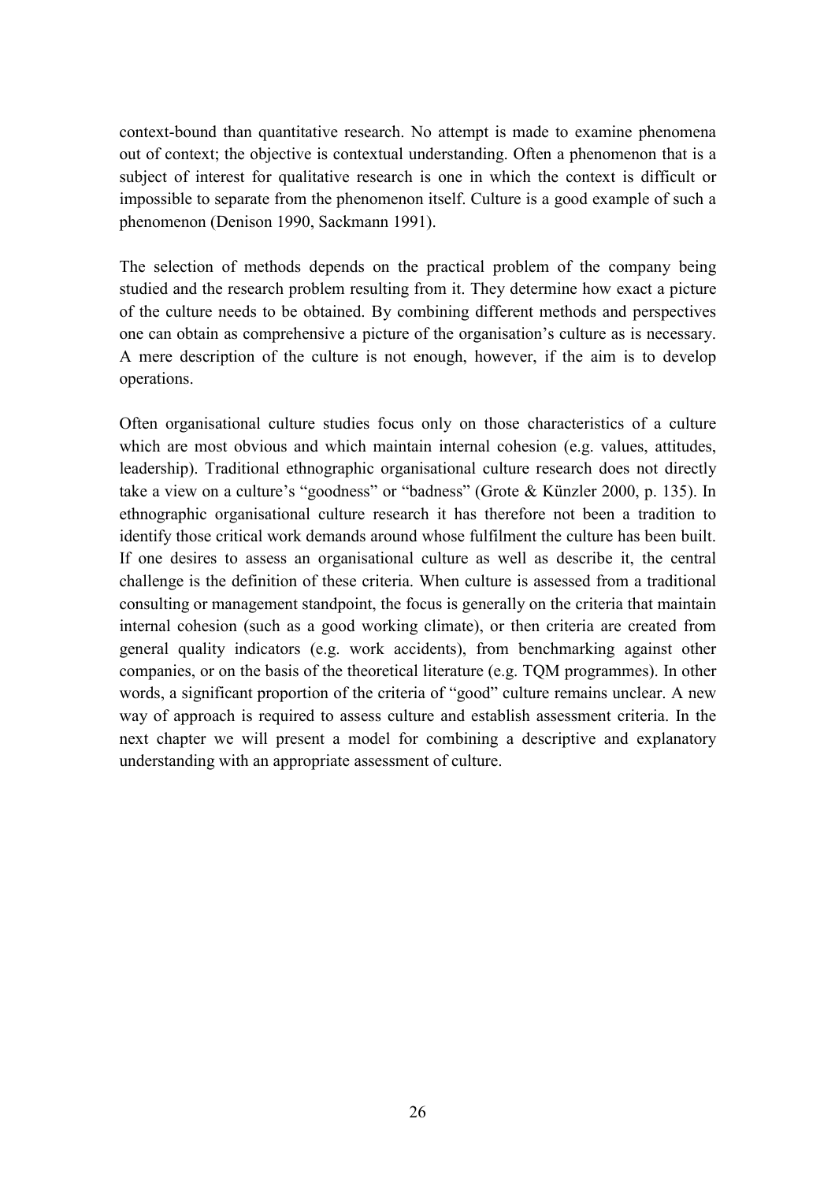context-bound than quantitative research. No attempt is made to examine phenomena out of context; the objective is contextual understanding. Often a phenomenon that is a subject of interest for qualitative research is one in which the context is difficult or impossible to separate from the phenomenon itself. Culture is a good example of such a phenomenon (Denison 1990, Sackmann 1991).

The selection of methods depends on the practical problem of the company being studied and the research problem resulting from it. They determine how exact a picture of the culture needs to be obtained. By combining different methods and perspectives one can obtain as comprehensive a picture of the organisation's culture as is necessary. A mere description of the culture is not enough, however, if the aim is to develop operations.

Often organisational culture studies focus only on those characteristics of a culture which are most obvious and which maintain internal cohesion (e.g. values, attitudes, leadership). Traditional ethnographic organisational culture research does not directly take a view on a culture's "goodness" or "badness" (Grote & Künzler 2000, p. 135). In ethnographic organisational culture research it has therefore not been a tradition to identify those critical work demands around whose fulfilment the culture has been built. If one desires to assess an organisational culture as well as describe it, the central challenge is the definition of these criteria. When culture is assessed from a traditional consulting or management standpoint, the focus is generally on the criteria that maintain internal cohesion (such as a good working climate), or then criteria are created from general quality indicators (e.g. work accidents), from benchmarking against other companies, or on the basis of the theoretical literature (e.g. TQM programmes). In other words, a significant proportion of the criteria of "good" culture remains unclear. A new way of approach is required to assess culture and establish assessment criteria. In the next chapter we will present a model for combining a descriptive and explanatory understanding with an appropriate assessment of culture.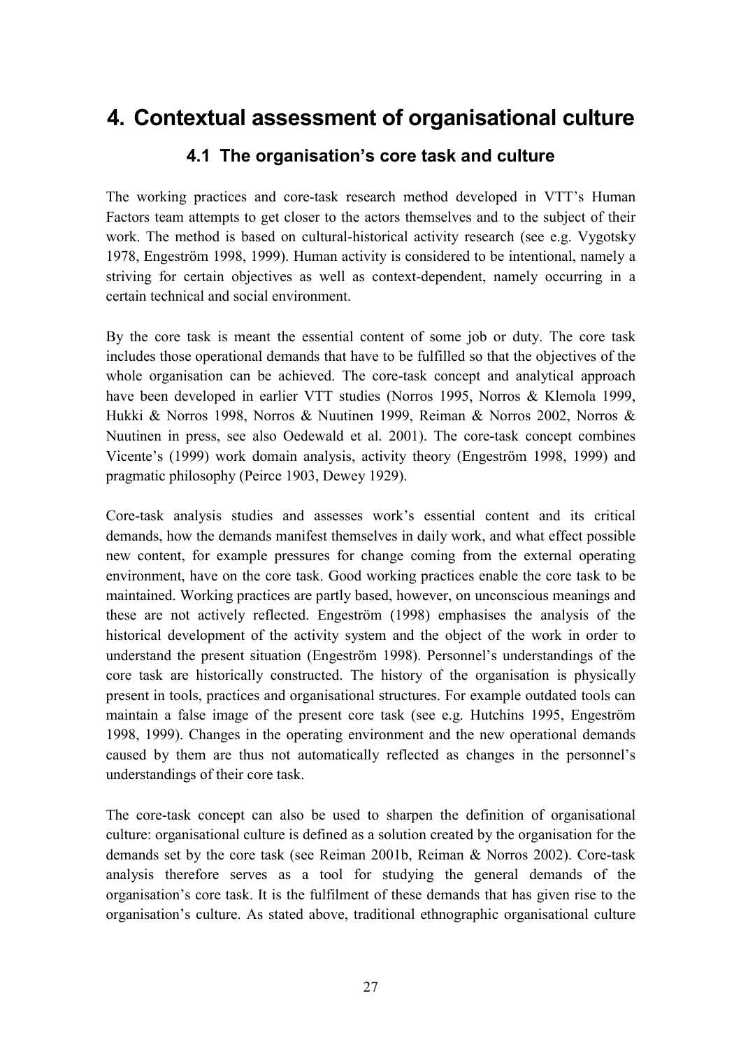# 4. Contextual assessment of organisational culture

## 4.1 The organisation's core task and culture

The working practices and core-task research method developed in VTT's Human Factors team attempts to get closer to the actors themselves and to the subject of their work. The method is based on cultural-historical activity research (see e.g. Vygotsky 1978, Engeström 1998, 1999). Human activity is considered to be intentional, namely a striving for certain objectives as well as context-dependent, namely occurring in a certain technical and social environment.

By the core task is meant the essential content of some job or duty. The core task includes those operational demands that have to be fulfilled so that the objectives of the whole organisation can be achieved. The core-task concept and analytical approach have been developed in earlier VTT studies (Norros 1995, Norros & Klemola 1999, Hukki & Norros 1998, Norros & Nuutinen 1999, Reiman & Norros 2002, Norros & Nuutinen in press, see also Oedewald et al. 2001). The core-task concept combines Vicente's (1999) work domain analysis, activity theory (Engeström 1998, 1999) and pragmatic philosophy (Peirce 1903, Dewey 1929).

Core-task analysis studies and assesses work's essential content and its critical demands, how the demands manifest themselves in daily work, and what effect possible new content, for example pressures for change coming from the external operating environment, have on the core task. Good working practices enable the core task to be maintained. Working practices are partly based, however, on unconscious meanings and these are not actively reflected. Engeström (1998) emphasises the analysis of the historical development of the activity system and the object of the work in order to understand the present situation (Engeström 1998). Personnel's understandings of the core task are historically constructed. The history of the organisation is physically present in tools, practices and organisational structures. For example outdated tools can maintain a false image of the present core task (see e.g. Hutchins 1995, Engeström 1998, 1999). Changes in the operating environment and the new operational demands caused by them are thus not automatically reflected as changes in the personnel's understandings of their core task.

The core-task concept can also be used to sharpen the definition of organisational culture: organisational culture is defined as a solution created by the organisation for the demands set by the core task (see Reiman 2001b, Reiman & Norros 2002). Core-task analysis therefore serves as a tool for studying the general demands of the organisation's core task. It is the fulfilment of these demands that has given rise to the organisation's culture. As stated above, traditional ethnographic organisational culture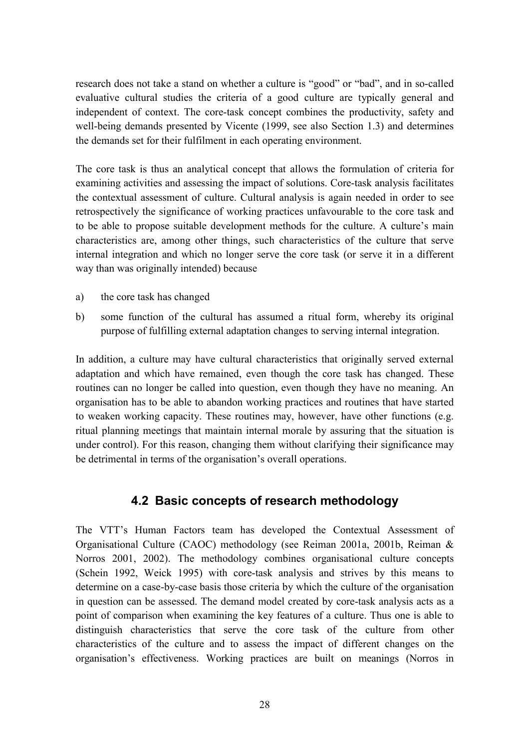research does not take a stand on whether a culture is "good" or "bad", and in so-called evaluative cultural studies the criteria of a good culture are typically general and independent of context. The core-task concept combines the productivity, safety and well-being demands presented by Vicente (1999, see also Section 1.3) and determines the demands set for their fulfilment in each operating environment.

The core task is thus an analytical concept that allows the formulation of criteria for examining activities and assessing the impact of solutions. Core-task analysis facilitates the contextual assessment of culture. Cultural analysis is again needed in order to see retrospectively the significance of working practices unfavourable to the core task and to be able to propose suitable development methods for the culture. A culture's main characteristics are, among other things, such characteristics of the culture that serve internal integration and which no longer serve the core task (or serve it in a different way than was originally intended) because

a) the core task has changed

b) some function of the cultural has assumed a ritual form, whereby its original purpose of fulfilling external adaptation changes to serving internal integration.

In addition, a culture may have cultural characteristics that originally served external adaptation and which have remained, even though the core task has changed. These routines can no longer be called into question, even though they have no meaning. An organisation has to be able to abandon working practices and routines that have started to weaken working capacity. These routines may, however, have other functions (e.g. ritual planning meetings that maintain internal morale by assuring that the situation is under control). For this reason, changing them without clarifying their significance may be detrimental in terms of the organisation's overall operations.

## 4.2 Basic concepts of research methodology

The VTT's Human Factors team has developed the Contextual Assessment of Organisational Culture (CAOC) methodology (see Reiman 2001a, 2001b, Reiman & Norros 2001, 2002). The methodology combines organisational culture concepts (Schein 1992, Weick 1995) with core-task analysis and strives by this means to determine on a case-by-case basis those criteria by which the culture of the organisation in question can be assessed. The demand model created by core-task analysis acts as a point of comparison when examining the key features of a culture. Thus one is able to distinguish characteristics that serve the core task of the culture from other characteristics of the culture and to assess the impact of different changes on the organisation's effectiveness. Working practices are built on meanings (Norros in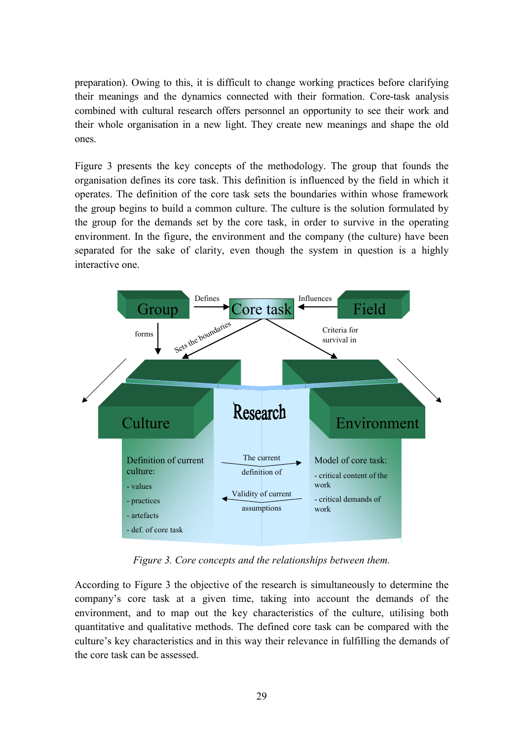preparation). Owing to this, it is difficult to change working practices before clarifying their meanings and the dynamics connected with their formation. Core-task analysis combined with cultural research offers personnel an opportunity to see their work and their whole organisation in a new light. They create new meanings and shape the old ones.

Figure 3 presents the key concepts of the methodology. The group that founds the organisation defines its core task. This definition is influenced by the field in which it operates. The definition of the core task sets the boundaries within whose framework the group begins to build a common culture. The culture is the solution formulated by the group for the demands set by the core task, in order to survive in the operating environment. In the figure, the environment and the company (the culture) have been separated for the sake of clarity, even though the system in question is a highly interactive one.

*Figure 3. Core concepts and the relationships between them.*

According to Figure 3 the objective of the research is simultaneously to determine the company's core task at a given time, taking into account the demands of the environment, and to map out the key characteristics of the culture, utilising both quantitative and qualitative methods. The defined core task can be compared with the culture's key characteristics and in this way their relevance in fulfilling the demands of the core task can be assessed.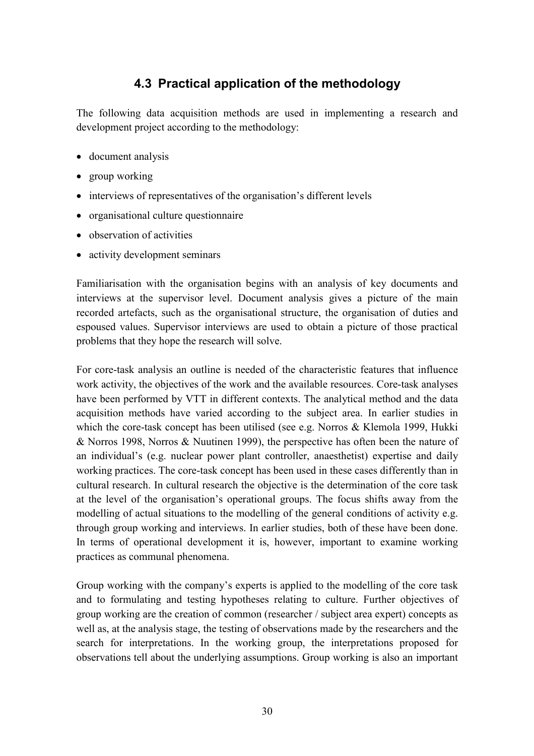## 4.3 Practical application of the methodology

The following data acquisition methods are used in implementing a research and development project according to the methodology:

- document analysis
- group working
- interviews of representatives of the organisation's different levels
- organisational culture questionnaire
- observation of activities
- activity development seminars

Familiarisation with the organisation begins with an analysis of key documents and interviews at the supervisor level. Document analysis gives a picture of the main recorded artefacts, such as the organisational structure, the organisation of duties and espoused values. Supervisor interviews are used to obtain a picture of those practical problems that they hope the research will solve.

For core-task analysis an outline is needed of the characteristic features that influence work activity, the objectives of the work and the available resources. Core-task analyses have been performed by VTT in different contexts. The analytical method and the data acquisition methods have varied according to the subject area. In earlier studies in which the core-task concept has been utilised (see e.g. Norros & Klemola 1999, Hukki & Norros 1998, Norros & Nuutinen 1999), the perspective has often been the nature of an individual's (e.g. nuclear power plant controller, anaesthetist) expertise and daily working practices. The core-task concept has been used in these cases differently than in cultural research. In cultural research the objective is the determination of the core task at the level of the organisation's operational groups. The focus shifts away from the modelling of actual situations to the modelling of the general conditions of activity e.g. through group working and interviews. In earlier studies, both of these have been done. In terms of operational development it is, however, important to examine working practices as communal phenomena.

Group working with the company's experts is applied to the modelling of the core task and to formulating and testing hypotheses relating to culture. Further objectives of group working are the creation of common (researcher / subject area expert) concepts as well as, at the analysis stage, the testing of observations made by the researchers and the search for interpretations. In the working group, the interpretations proposed for observations tell about the underlying assumptions. Group working is also an important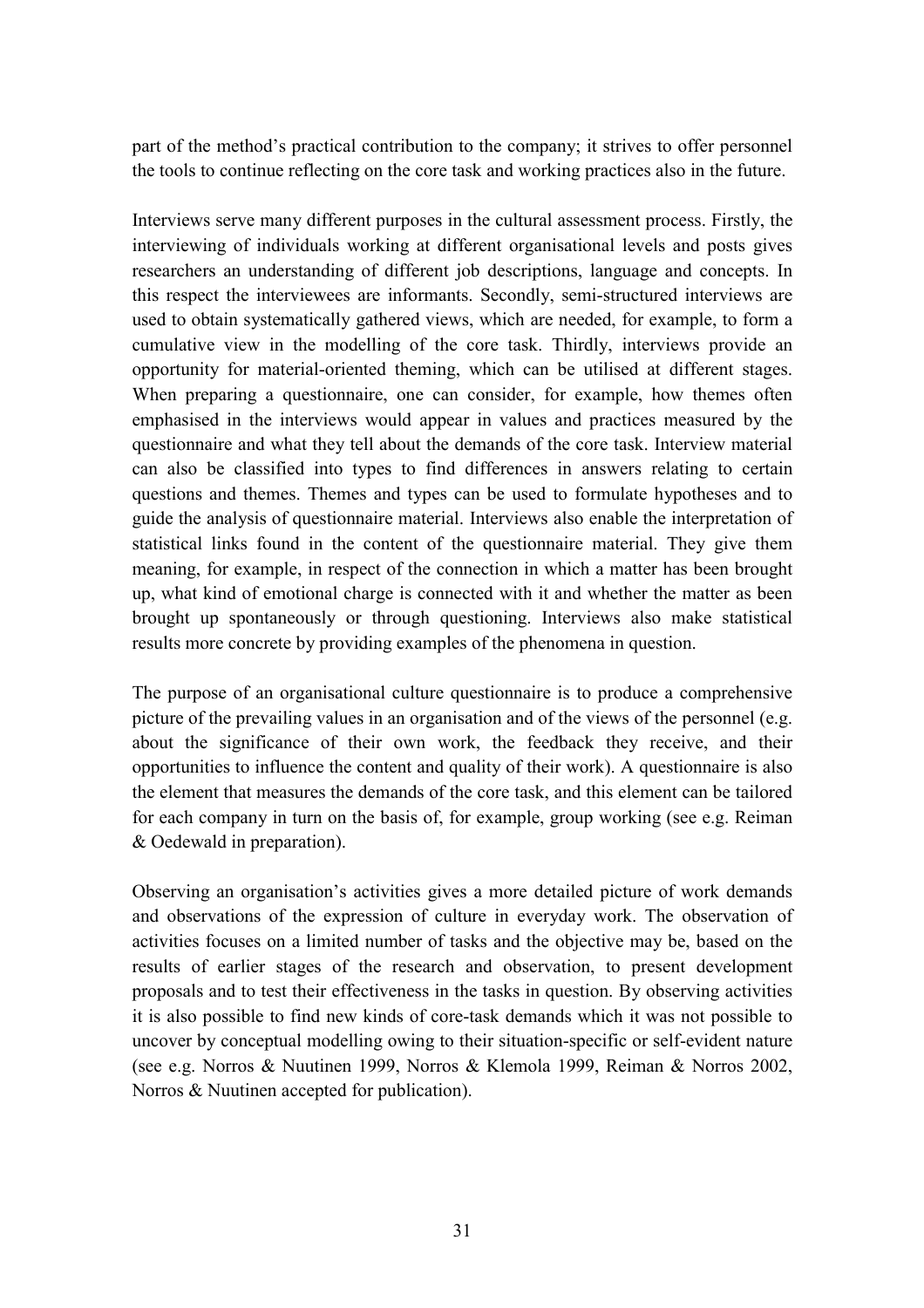part of the method's practical contribution to the company; it strives to offer personnel the tools to continue reflecting on the core task and working practices also in the future.

Interviews serve many different purposes in the cultural assessment process. Firstly, the interviewing of individuals working at different organisational levels and posts gives researchers an understanding of different job descriptions, language and concepts. In this respect the interviewees are informants. Secondly, semi-structured interviews are used to obtain systematically gathered views, which are needed, for example, to form a cumulative view in the modelling of the core task. Thirdly, interviews provide an opportunity for material-oriented theming, which can be utilised at different stages. When preparing a questionnaire, one can consider, for example, how themes often emphasised in the interviews would appear in values and practices measured by the questionnaire and what they tell about the demands of the core task. Interview material can also be classified into types to find differences in answers relating to certain questions and themes. Themes and types can be used to formulate hypotheses and to guide the analysis of questionnaire material. Interviews also enable the interpretation of statistical links found in the content of the questionnaire material. They give them meaning, for example, in respect of the connection in which a matter has been brought up, what kind of emotional charge is connected with it and whether the matter as been brought up spontaneously or through questioning. Interviews also make statistical results more concrete by providing examples of the phenomena in question.

The purpose of an organisational culture questionnaire is to produce a comprehensive picture of the prevailing values in an organisation and of the views of the personnel (e.g. about the significance of their own work, the feedback they receive, and their opportunities to influence the content and quality of their work). A questionnaire is also the element that measures the demands of the core task, and this element can be tailored for each company in turn on the basis of, for example, group working (see e.g. Reiman & Oedewald in preparation).

Observing an organisation's activities gives a more detailed picture of work demands and observations of the expression of culture in everyday work. The observation of activities focuses on a limited number of tasks and the objective may be, based on the results of earlier stages of the research and observation, to present development proposals and to test their effectiveness in the tasks in question. By observing activities it is also possible to find new kinds of core-task demands which it was not possible to uncover by conceptual modelling owing to their situation-specific or self-evident nature (see e.g. Norros & Nuutinen 1999, Norros & Klemola 1999, Reiman & Norros 2002, Norros & Nuutinen accepted for publication).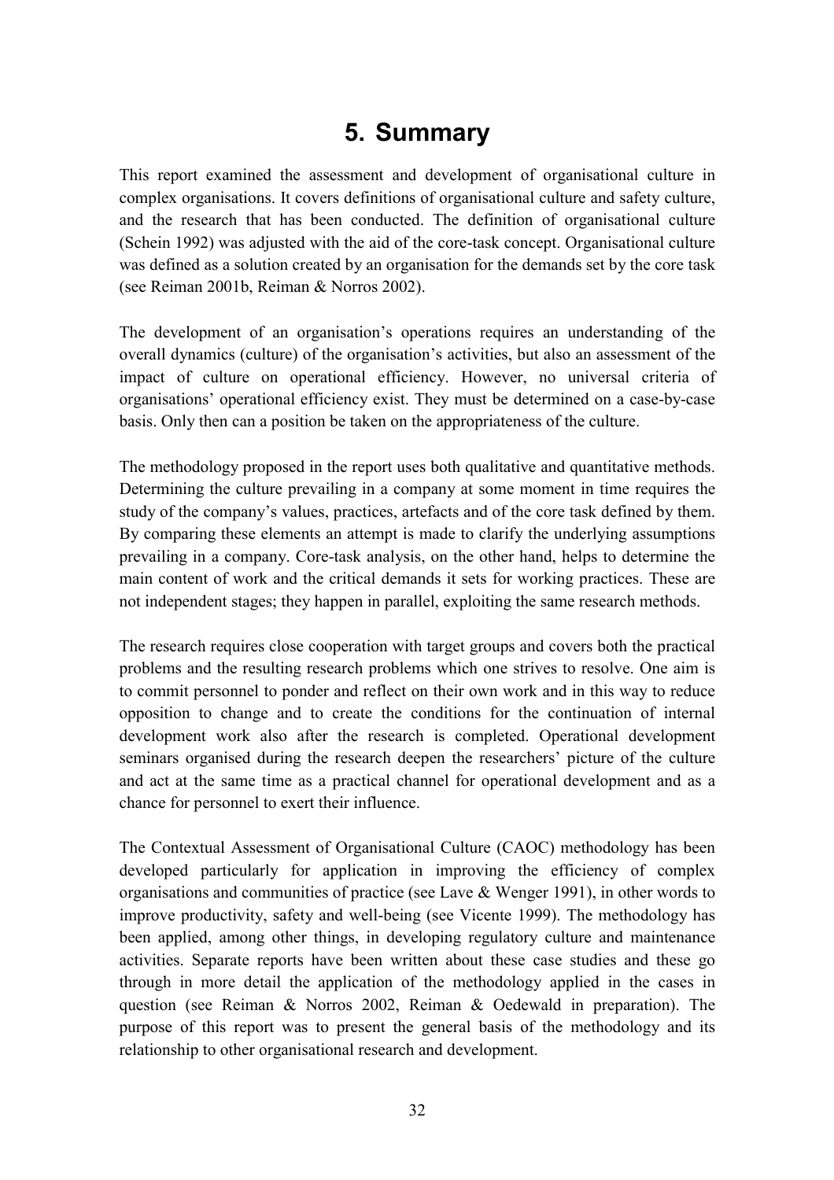# 5. Summary

This report examined the assessment and development of organisational culture in complex organisations. It covers definitions of organisational culture and safety culture, and the research that has been conducted. The definition of organisational culture (Schein 1992) was adjusted with the aid of the core-task concept. Organisational culture was defined as a solution created by an organisation for the demands set by the core task (see Reiman 2001b, Reiman & Norros 2002).

The development of an organisation's operations requires an understanding of the overall dynamics (culture) of the organisation's activities, but also an assessment of the impact of culture on operational efficiency. However, no universal criteria of organisations' operational efficiency exist. They must be determined on a case-by-case basis. Only then can a position be taken on the appropriateness of the culture.

The methodology proposed in the report uses both qualitative and quantitative methods. Determining the culture prevailing in a company at some moment in time requires the study of the company's values, practices, artefacts and of the core task defined by them. By comparing these elements an attempt is made to clarify the underlying assumptions prevailing in a company. Core-task analysis, on the other hand, helps to determine the main content of work and the critical demands it sets for working practices. These are not independent stages; they happen in parallel, exploiting the same research methods.

The research requires close cooperation with target groups and covers both the practical problems and the resulting research problems which one strives to resolve. One aim is to commit personnel to ponder and reflect on their own work and in this way to reduce opposition to change and to create the conditions for the continuation of internal development work also after the research is completed. Operational development seminars organised during the research deepen the researchers' picture of the culture and act at the same time as a practical channel for operational development and as a chance for personnel to exert their influence.

The Contextual Assessment of Organisational Culture (CAOC) methodology has been developed particularly for application in improving the efficiency of complex organisations and communities of practice (see Lave & Wenger 1991), in other words to improve productivity, safety and well-being (see Vicente 1999). The methodology has been applied, among other things, in developing regulatory culture and maintenance activities. Separate reports have been written about these case studies and these go through in more detail the application of the methodology applied in the cases in question (see Reiman & Norros 2002, Reiman & Oedewald in preparation). The purpose of this report was to present the general basis of the methodology and its relationship to other organisational research and development.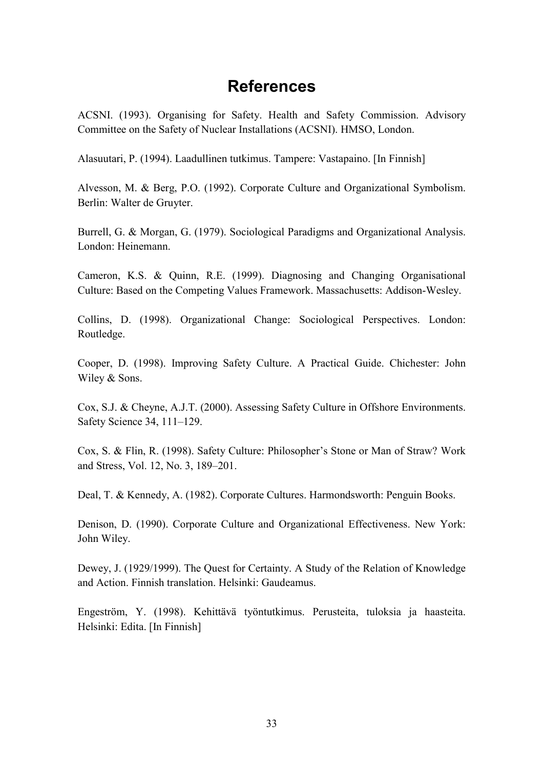# References

ACSNI. (1993). Organising for Safety. Health and Safety Commission. Advisory Committee on the Safety of Nuclear Installations (ACSNI). HMSO, London.

Alasuutari, P. (1994). Laadullinen tutkimus. Tampere: Vastapaino. [In Finnish]

Alvesson, M. & Berg, P.O. (1992). Corporate Culture and Organizational Symbolism. Berlin: Walter de Gruyter.

Burrell, G. & Morgan, G. (1979). Sociological Paradigms and Organizational Analysis. London: Heinemann.

Cameron, K.S. & Quinn, R.E. (1999). Diagnosing and Changing Organisational Culture: Based on the Competing Values Framework. Massachusetts: Addison-Wesley.

Collins, D. (1998). Organizational Change: Sociological Perspectives. London: Routledge.

Cooper, D. (1998). Improving Safety Culture. A Practical Guide. Chichester: John Wiley & Sons.

Cox, S.J. & Cheyne, A.J.T. (2000). Assessing Safety Culture in Offshore Environments. Safety Science 34, 111–129.

Cox, S. & Flin, R. (1998). Safety Culture: Philosopher's Stone or Man of Straw? Work and Stress, Vol. 12, No. 3, 189–201.

Deal, T. & Kennedy, A. (1982). Corporate Cultures. Harmondsworth: Penguin Books.

Denison, D. (1990). Corporate Culture and Organizational Effectiveness. New York: John Wiley.

Dewey, J. (1929/1999). The Quest for Certainty. A Study of the Relation of Knowledge and Action. Finnish translation. Helsinki: Gaudeamus.

Engeström, Y. (1998). Kehittävä työntutkimus. Perusteita, tuloksia ja haasteita. Helsinki: Edita. [In Finnish]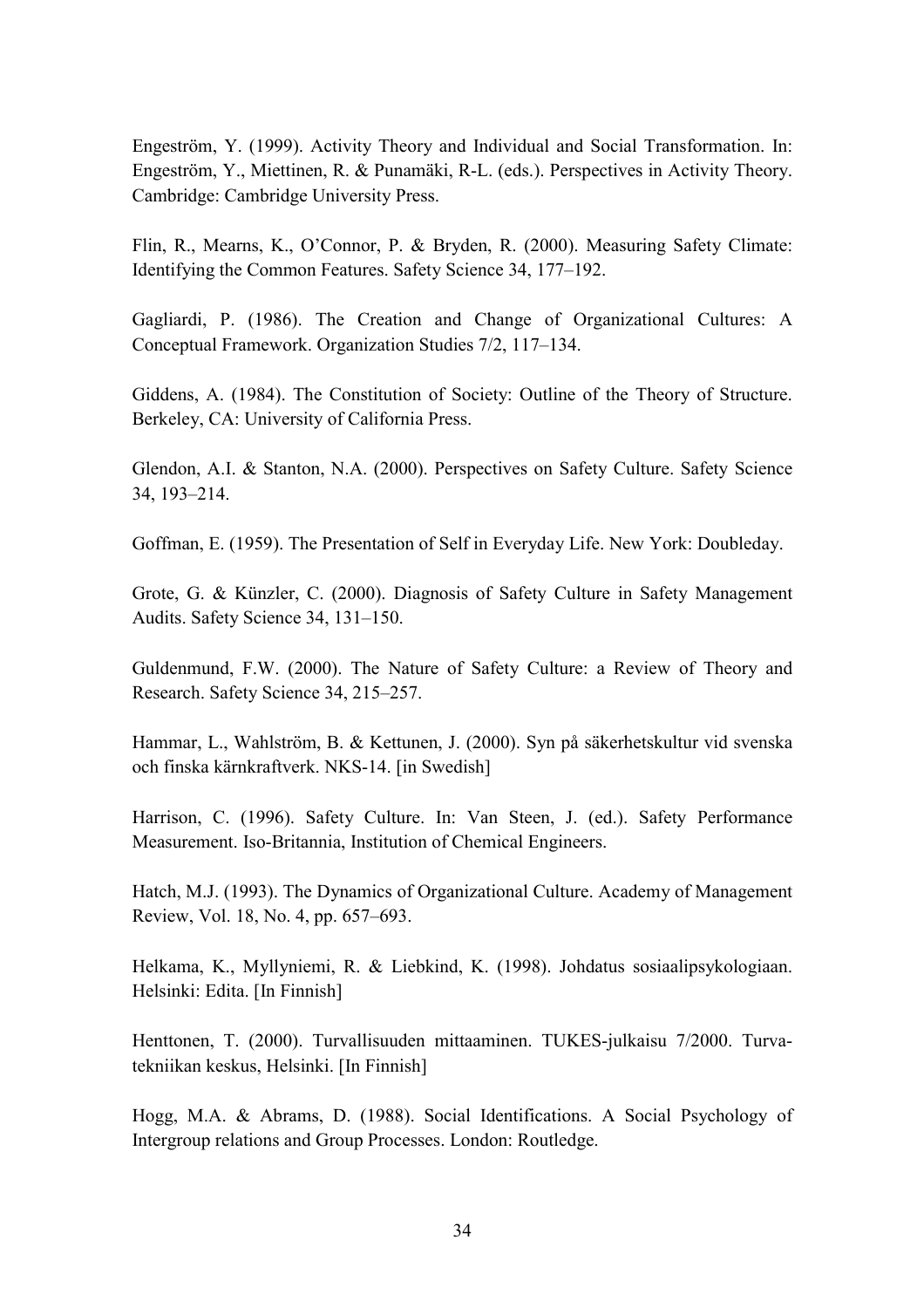Engeström, Y. (1999). Activity Theory and Individual and Social Transformation. In: Engeström, Y., Miettinen, R. & Punamäki, R-L. (eds.). Perspectives in Activity Theory. Cambridge: Cambridge University Press.

Flin, R., Mearns, K., O'Connor, P. & Bryden, R. (2000). Measuring Safety Climate: Identifying the Common Features. Safety Science 34, 177–192.

Gagliardi, P. (1986). The Creation and Change of Organizational Cultures: A Conceptual Framework. Organization Studies 7/2, 117–134.

Giddens, A. (1984). The Constitution of Society: Outline of the Theory of Structure. Berkeley, CA: University of California Press.

Glendon, A.I. & Stanton, N.A. (2000). Perspectives on Safety Culture. Safety Science 34, 193–214.

Goffman, E. (1959). The Presentation of Self in Everyday Life. New York: Doubleday.

Grote, G. & Künzler, C. (2000). Diagnosis of Safety Culture in Safety Management Audits. Safety Science 34, 131–150.

Guldenmund, F.W. (2000). The Nature of Safety Culture: a Review of Theory and Research. Safety Science 34, 215–257.

Hammar, L., Wahlström, B. & Kettunen, J. (2000). Syn på säkerhetskultur vid svenska och finska kärnkraftverk. NKS-14. [in Swedish]

Harrison, C. (1996). Safety Culture. In: Van Steen, J. (ed.). Safety Performance Measurement. Iso-Britannia, Institution of Chemical Engineers.

Hatch, M.J. (1993). The Dynamics of Organizational Culture. Academy of Management Review, Vol. 18, No. 4, pp. 657–693.

Helkama, K., Myllyniemi, R. & Liebkind, K. (1998). Johdatus sosiaalipsykologiaan. Helsinki: Edita. [In Finnish]

Henttonen, T. (2000). Turvallisuuden mittaaminen. TUKES-julkaisu 7/2000. Turvatekniikan keskus, Helsinki. [In Finnish]

Hogg, M.A. & Abrams, D. (1988). Social Identifications. A Social Psychology of Intergroup relations and Group Processes. London: Routledge.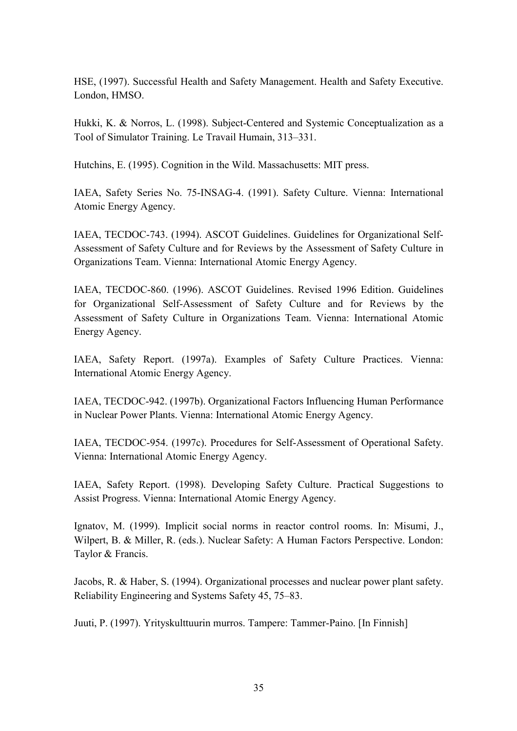HSE, (1997). Successful Health and Safety Management. Health and Safety Executive. London, HMSO.

Hukki, K. & Norros, L. (1998). Subject-Centered and Systemic Conceptualization as a Tool of Simulator Training. Le Travail Humain, 313–331.

Hutchins, E. (1995). Cognition in the Wild. Massachusetts: MIT press.

IAEA, Safety Series No. 75-INSAG-4. (1991). Safety Culture. Vienna: International Atomic Energy Agency.

IAEA, TECDOC-743. (1994). ASCOT Guidelines. Guidelines for Organizational Self-Assessment of Safety Culture and for Reviews by the Assessment of Safety Culture in Organizations Team. Vienna: International Atomic Energy Agency.

IAEA, TECDOC-860. (1996). ASCOT Guidelines. Revised 1996 Edition. Guidelines for Organizational Self-Assessment of Safety Culture and for Reviews by the Assessment of Safety Culture in Organizations Team. Vienna: International Atomic Energy Agency.

IAEA, Safety Report. (1997a). Examples of Safety Culture Practices. Vienna: International Atomic Energy Agency.

IAEA, TECDOC-942. (1997b). Organizational Factors Influencing Human Performance in Nuclear Power Plants. Vienna: International Atomic Energy Agency.

IAEA, TECDOC-954. (1997c). Procedures for Self-Assessment of Operational Safety. Vienna: International Atomic Energy Agency.

IAEA, Safety Report. (1998). Developing Safety Culture. Practical Suggestions to Assist Progress. Vienna: International Atomic Energy Agency.

Ignatov, M. (1999). Implicit social norms in reactor control rooms. In: Misumi, J., Wilpert, B. & Miller, R. (eds.). Nuclear Safety: A Human Factors Perspective. London: Taylor & Francis.

Jacobs, R. & Haber, S. (1994). Organizational processes and nuclear power plant safety. Reliability Engineering and Systems Safety 45, 75–83.

Juuti, P. (1997). Yrityskulttuurin murros. Tampere: Tammer-Paino. [In Finnish]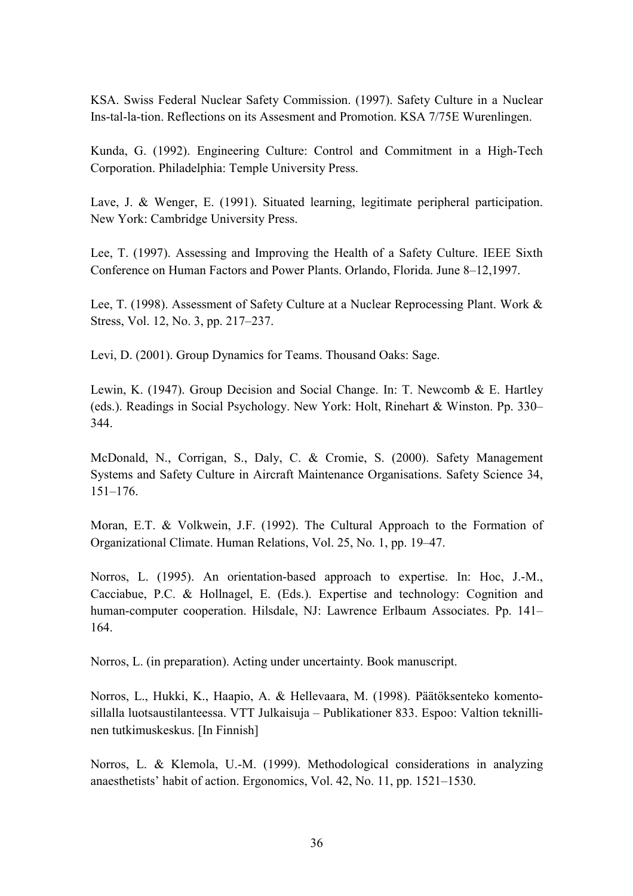KSA. Swiss Federal Nuclear Safety Commission. (1997). Safety Culture in a Nuclear Ins-tal-la-tion. Reflections on its Assesment and Promotion. KSA 7/75E Wurenlingen.

Kunda, G. (1992). Engineering Culture: Control and Commitment in a High-Tech Corporation. Philadelphia: Temple University Press.

Lave, J. & Wenger, E. (1991). Situated learning, legitimate peripheral participation. New York: Cambridge University Press.

Lee, T. (1997). Assessing and Improving the Health of a Safety Culture. IEEE Sixth Conference on Human Factors and Power Plants. Orlando, Florida. June 8–12,1997.

Lee, T. (1998). Assessment of Safety Culture at a Nuclear Reprocessing Plant. Work & Stress, Vol. 12, No. 3, pp. 217–237.

Levi, D. (2001). Group Dynamics for Teams. Thousand Oaks: Sage.

Lewin, K. (1947). Group Decision and Social Change. In: T. Newcomb & E. Hartley (eds.). Readings in Social Psychology. New York: Holt, Rinehart & Winston. Pp. 330–344.

McDonald, N., Corrigan, S., Daly, C. & Cromie, S. (2000). Safety Management Systems and Safety Culture in Aircraft Maintenance Organisations. Safety Science 34, 151–176.

Moran, E.T. & Volkwein, J.F. (1992). The Cultural Approach to the Formation of Organizational Climate. Human Relations, Vol. 25, No. 1, pp. 19–47.

Norros, L. (1995). An orientation-based approach to expertise. In: Hoc, J.-M., Cacciabue, P.C. & Hollnagel, E. (Eds.). Expertise and technology: Cognition and human-computer cooperation. Hilsdale, NJ: Lawrence Erlbaum Associates. Pp. 141–164.

Norros, L. (in preparation). Acting under uncertainty. Book manuscript.

Norros, L., Hukki, K., Haapio, A. & Hellevaara, M. (1998). Päätöksenteko komentosillalla luotsaustilanteessa. VTT Julkaisuja – Publikationer 833. Espoo: Valtion teknillinen tutkimuskeskus. [In Finnish]

Norros, L. & Klemola, U.-M. (1999). Methodological considerations in analyzing anaesthetists' habit of action. Ergonomics, Vol. 42, No. 11, pp. 1521–1530.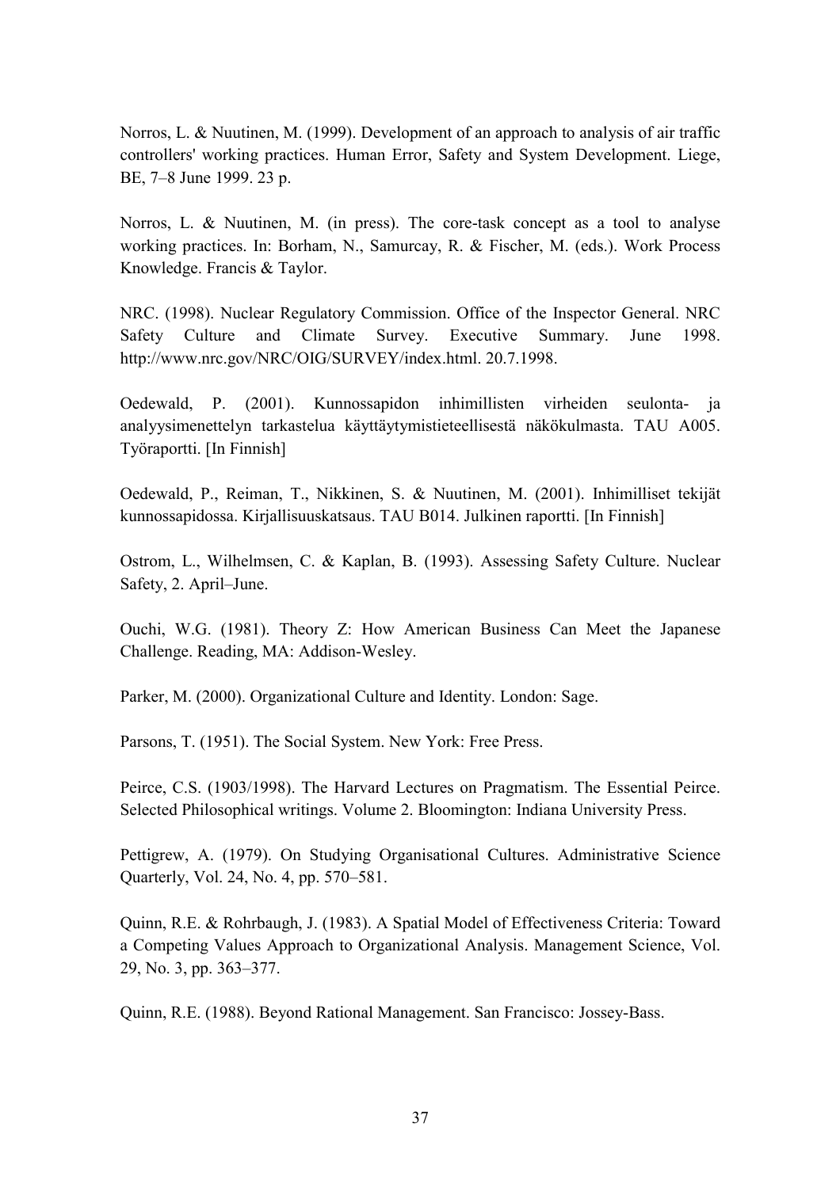Norros, L. & Nuutinen, M. (1999). Development of an approach to analysis of air traffic controllers' working practices. Human Error, Safety and System Development. Liege, BE, 7–8 June 1999. 23 p.

Norros, L. & Nuutinen, M. (in press). The core-task concept as a tool to analyse working practices. In: Borham, N., Samurcay, R. & Fischer, M. (eds.). Work Process Knowledge. Francis & Taylor.

NRC. (1998). Nuclear Regulatory Commission. Office of the Inspector General. NRC Safety Culture and Climate Survey. Executive Summary. June 1998. http://www.nrc.gov/NRC/OIG/SURVEY/index.html. 20.7.1998.

Oedewald, P. (2001). Kunnossapidon inhimillisten virheiden seulonta- ja analyysimenettelyn tarkastelua käyttäytymistieteellisestä näkökulmasta. TAU A005. Työraportti. [In Finnish]

Oedewald, P., Reiman, T., Nikkinen, S. & Nuutinen, M. (2001). Inhimilliset tekijät kunnossapidossa. Kirjallisuuskatsaus. TAU B014. Julkinen raportti. [In Finnish]

Ostrom, L., Wilhelmsen, C. & Kaplan, B. (1993). Assessing Safety Culture. Nuclear Safety, 2. April–June.

Ouchi, W.G. (1981). Theory Z: How American Business Can Meet the Japanese Challenge. Reading, MA: Addison-Wesley.

Parker, M. (2000). Organizational Culture and Identity. London: Sage.

Parsons, T. (1951). The Social System. New York: Free Press.

Peirce, C.S. (1903/1998). The Harvard Lectures on Pragmatism. The Essential Peirce. Selected Philosophical writings. Volume 2. Bloomington: Indiana University Press.

Pettigrew, A. (1979). On Studying Organisational Cultures. Administrative Science Quarterly, Vol. 24, No. 4, pp. 570–581.

Quinn, R.E. & Rohrbaugh, J. (1983). A Spatial Model of Effectiveness Criteria: Toward a Competing Values Approach to Organizational Analysis. Management Science, Vol. 29, No. 3, pp. 363–377.

Quinn, R.E. (1988). Beyond Rational Management. San Francisco: Jossey-Bass.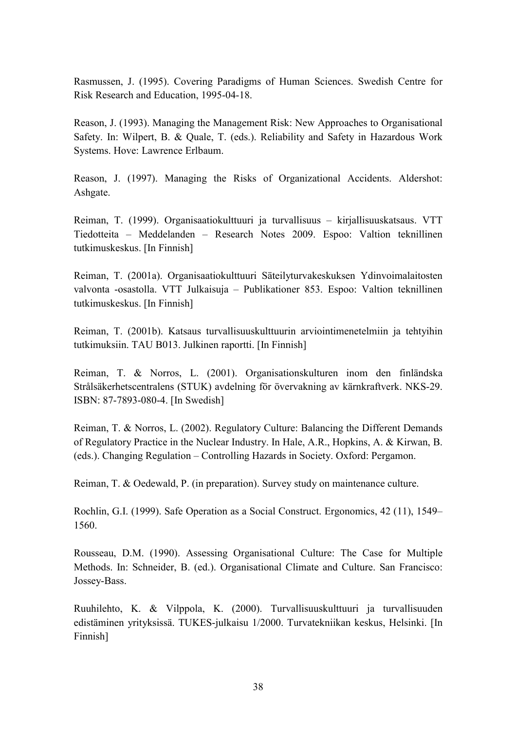Rasmussen, J. (1995). Covering Paradigms of Human Sciences. Swedish Centre for Risk Research and Education, 1995-04-18.

Reason, J. (1993). Managing the Management Risk: New Approaches to Organisational Safety. In: Wilpert, B. & Quale, T. (eds.). Reliability and Safety in Hazardous Work Systems. Hove: Lawrence Erlbaum.

Reason, J. (1997). Managing the Risks of Organizational Accidents. Aldershot: Ashgate.

Reiman, T. (1999). Organisaatiokulttuuri ja turvallisuus – kirjallisuuskatsaus. VTT Tiedotteita – Meddelanden – Research Notes 2009. Espoo: Valtion teknillinen tutkimuskeskus. [In Finnish]

Reiman, T. (2001a). Organisaatiokulttuuri Säteilyturvakeskuksen Ydinvoimalaitosten valvonta -osastolla. VTT Julkaisuja – Publikationer 853. Espoo: Valtion teknillinen tutkimuskeskus. [In Finnish]

Reiman, T. (2001b). Katsaus turvallisuuskulttuurin arviointimenetelmiin ja tehtyihin tutkimuksiin. TAU B013. Julkinen raportti. [In Finnish]

Reiman, T. & Norros, L. (2001). Organisationskulturen inom den finländska Strålsäkerhetscentralens (STUK) avdelning för övervakning av kärnkraftverk. NKS-29. ISBN: 87-7893-080-4. [In Swedish]

Reiman, T. & Norros, L. (2002). Regulatory Culture: Balancing the Different Demands of Regulatory Practice in the Nuclear Industry. In Hale, A.R., Hopkins, A. & Kirwan, B. (eds.). Changing Regulation – Controlling Hazards in Society. Oxford: Pergamon.

Reiman, T. & Oedewald, P. (in preparation). Survey study on maintenance culture.

Rochlin, G.I. (1999). Safe Operation as a Social Construct. Ergonomics, 42 (11), 1549–1560.

Rousseau, D.M. (1990). Assessing Organisational Culture: The Case for Multiple Methods. In: Schneider, B. (ed.). Organisational Climate and Culture. San Francisco: Jossey-Bass.

Ruuhilehto, K. & Vilppola, K. (2000). Turvallisuuskulttuuri ja turvallisuuden edistäminen yrityksissä. TUKES-julkaisu 1/2000. Turvatekniikan keskus, Helsinki. [In Finnish]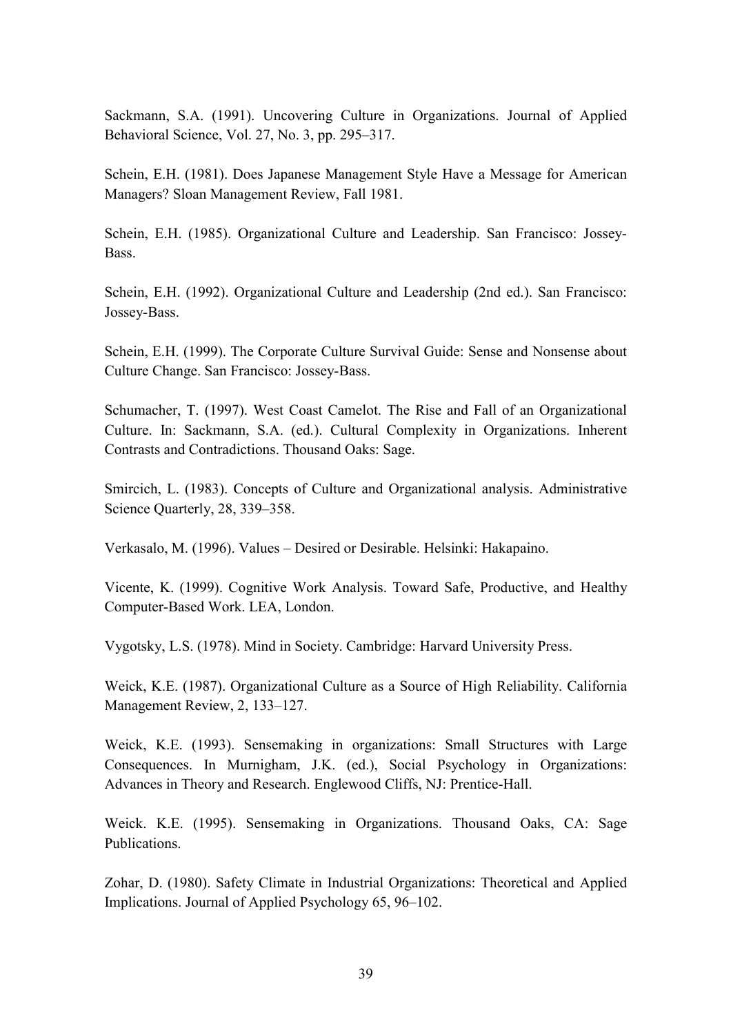Sackmann, S.A. (1991). Uncovering Culture in Organizations. Journal of Applied Behavioral Science, Vol. 27, No. 3, pp. 295–317.

Schein, E.H. (1981). Does Japanese Management Style Have a Message for American Managers? Sloan Management Review, Fall 1981.

Schein, E.H. (1985). Organizational Culture and Leadership. San Francisco: Jossey-Bass.

Schein, E.H. (1992). Organizational Culture and Leadership (2nd ed.). San Francisco: Jossey-Bass.

Schein, E.H. (1999). The Corporate Culture Survival Guide: Sense and Nonsense about Culture Change. San Francisco: Jossey-Bass.

Schumacher, T. (1997). West Coast Camelot. The Rise and Fall of an Organizational Culture. In: Sackmann, S.A. (ed.). Cultural Complexity in Organizations. Inherent Contrasts and Contradictions. Thousand Oaks: Sage.

Smircich, L. (1983). Concepts of Culture and Organizational analysis. Administrative Science Quarterly, 28, 339–358.

Verkasalo, M. (1996). Values – Desired or Desirable. Helsinki: Hakapaino.

Vicente, K. (1999). Cognitive Work Analysis. Toward Safe, Productive, and Healthy Computer-Based Work. LEA, London.

Vygotsky, L.S. (1978). Mind in Society. Cambridge: Harvard University Press.

Weick, K.E. (1987). Organizational Culture as a Source of High Reliability. California Management Review, 2, 133–127.

Weick, K.E. (1993). Sensemaking in organizations: Small Structures with Large Consequences. In Murnigham, J.K. (ed.), Social Psychology in Organizations: Advances in Theory and Research. Englewood Cliffs, NJ: Prentice-Hall.

Weick. K.E. (1995). Sensemaking in Organizations. Thousand Oaks, CA: Sage Publications.

Zohar, D. (1980). Safety Climate in Industrial Organizations: Theoretical and Applied Implications. Journal of Applied Psychology 65, 96–102.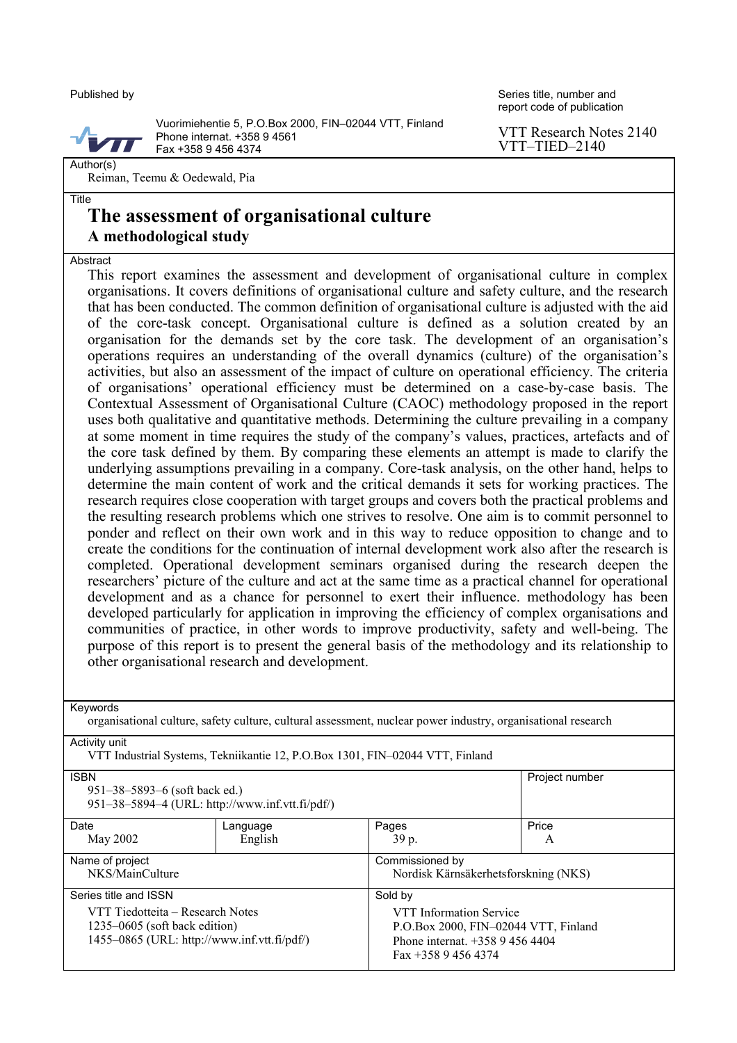Published by

Vuorimiehentie 5, P.O.Box 2000, FIN–02044 VTT, Finland
Phone internat. +358 9 4561
Fax +358 9 456 4374

Series title, number and report code of publication

VTT Research Notes 2140
VTT–TIED–2140

Author(s)
Reiman, Teemu & Oedewald, Pia

Title
# The assessment of organisational culture
## A methodological study

Abstract

This report examines the assessment and development of organisational culture in complex organisations. It covers definitions of organisational culture and safety culture, and the research that has been conducted. The common definition of organisational culture is adjusted with the aid of the core-task concept. Organisational culture is defined as a solution created by an organisation for the demands set by the core task. The development of an organisation's operations requires an understanding of the overall dynamics (culture) of the organisation's activities, but also an assessment of the impact of culture on operational efficiency. The criteria of organisations' operational efficiency must be determined on a case-by-case basis. The Contextual Assessment of Organisational Culture (CAOC) methodology proposed in the report uses both qualitative and quantitative methods. Determining the culture prevailing in a company at some moment in time requires the study of the company's values, practices, artefacts and of the core task defined by them. By comparing these elements an attempt is made to clarify the underlying assumptions prevailing in a company. Core-task analysis, on the other hand, helps to determine the main content of work and the critical demands it sets for working practices. The research requires close cooperation with target groups and covers both the practical problems and the resulting research problems which one strives to resolve. One aim is to commit personnel to ponder and reflect on their own work and in this way to reduce opposition to change and to create the conditions for the continuation of internal development work also after the research is completed. Operational development seminars organised during the research deepen the researchers' picture of the culture and act at the same time as a practical channel for operational development and as a chance for personnel to exert their influence. methodology has been developed particularly for application in improving the efficiency of complex organisations and communities of practice, in other words to improve productivity, safety and well-being. The purpose of this report is to present the general basis of the methodology and its relationship to other organisational research and development.

Keywords
organisational culture, safety culture, cultural assessment, nuclear power industry, organisational research

Activity unit
VTT Industrial Systems, Tekniikantie 12, P.O.Box 1301, FIN–02044 VTT, Finland

| ISBN | | | Project number |
|---|---|---|---|
| 951–38–5893–6 (soft back ed.)<br>951–38–5894–4 (URL: http://www.inf.vtt.fi/pdf/) | | | |
| Date | Language | Pages | Price |
| May 2002 | English | 39 p. | A |
| Name of project | | Commissioned by | |
| NKS/MainCulture | | Nordisk Kärnsäkerhetsforskning (NKS) | |
| Series title and ISSN | | Sold by | |
| VTT Tiedotteita – Research Notes<br>1235–0605 (soft back edition)<br>1455–0865 (URL: http://www.inf.vtt.fi/pdf/) | | VTT Information Service<br>P.O.Box 2000, FIN–02044 VTT, Finland<br>Phone internat. +358 9 456 4404<br>Fax +358 9 456 4374 | |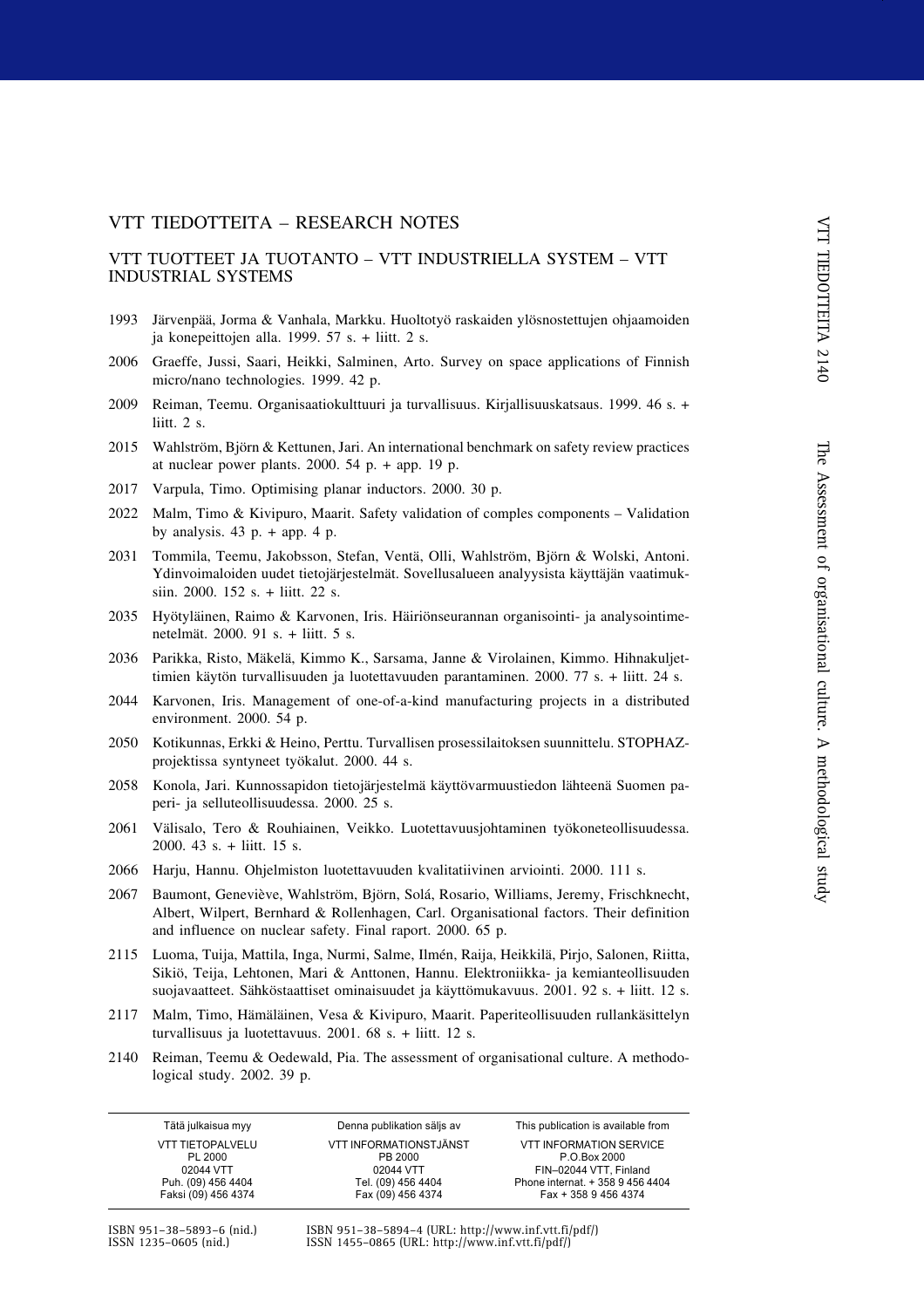## VTT TIEDOTTEITA – RESEARCH NOTES

### VTT TUOTTEET JA TUOTANTO – VTT INDUSTRIELLA SYSTEM – VTT INDUSTRIAL SYSTEMS

1993 Järvenpää, Jorma & Vanhala, Markku. Huoltotyö raskaiden ylösnostettujen ohjaamoiden ja konepeittojen alla. 1999. 57 s. + liitt. 2 s.

2006 Graeffe, Jussi, Saari, Heikki, Salminen, Arto. Survey on space applications of Finnish micro/nano technologies. 1999. 42 p.

2009 Reiman, Teemu. Organisaatiokulttuuri ja turvallisuus. Kirjallisuuskatsaus. 1999. 46 s. + liitt. 2 s.

2015 Wahlström, Björn & Kettunen, Jari. An international benchmark on safety review practices at nuclear power plants. 2000. 54 p. + app. 19 p.

2017 Varpula, Timo. Optimising planar inductors. 2000. 30 p.

2022 Malm, Timo & Kivipuro, Maarit. Safety validation of comples components – Validation by analysis. 43 p. + app. 4 p.

2031 Tommila, Teemu, Jakobsson, Stefan, Ventä, Olli, Wahlström, Björn & Wolski, Antoni. Ydinvoimaloiden uudet tietojärjestelmät. Sovellusalueen analyysista käyttäjän vaatimuksiin. 2000. 152 s. + liitt. 22 s.

2035 Hyötyläinen, Raimo & Karvonen, Iris. Häiriönseurannan organisointi- ja analysointimenetelmät. 2000. 91 s. + liitt. 5 s.

2036 Parikka, Risto, Mäkelä, Kimmo K., Sarsama, Janne & Virolainen, Kimmo. Hihnakuljettimien käytön turvallisuuden ja luotettavuuden parantaminen. 2000. 77 s. + liitt. 24 s.

2044 Karvonen, Iris. Management of one-of-a-kind manufacturing projects in a distributed environment. 2000. 54 p.

2050 Kotikunnas, Erkki & Heino, Perttu. Turvallisen prosessilaitoksen suunnittelu. STOPHAZ-projektissa syntyneet työkalut. 2000. 44 s.

2058 Konola, Jari. Kunnossapidon tietojärjestelmä käyttövarmuustiedon lähteenä Suomen paperi- ja selluteollisuudessa. 2000. 25 s.

2061 Välisalo, Tero & Rouhiainen, Veikko. Luotettavuusjohtaminen työkoneteollisuudessa. 2000. 43 s. + liitt. 15 s.

2066 Harju, Hannu. Ohjelmiston luotettavuuden kvalitatiivinen arviointi. 2000. 111 s.

2067 Baumont, Geneviève, Wahlström, Björn, Solá, Rosario, Williams, Jeremy, Frischknecht, Albert, Wilpert, Bernhard & Rollenhagen, Carl. Organisational factors. Their definition and influence on nuclear safety. Final raport. 2000. 65 p.

2115 Luoma, Tuija, Mattila, Inga, Nurmi, Salme, Ilmén, Raija, Heikkilä, Pirjo, Salonen, Riitta, Sikiö, Teija, Lehtonen, Mari & Anttonen, Hannu. Elektroniikka- ja kemianteollisuuden suojavaatteet. Sähköstaattiset ominaisuudet ja käyttömukavuus. 2001. 92 s. + liitt. 12 s.

2117 Malm, Timo, Hämäläinen, Vesa & Kivipuro, Maarit. Paperiteollisuuden rullankäsittelyn turvallisuus ja luotettavuus. 2001. 68 s. + liitt. 12 s.

2140 Reiman, Teemu & Oedewald, Pia. The assessment of organisational culture. A methodological study. 2002. 39 p.

| Tätä julkaisua myy | Denna publikation säljs av | This publication is available from |
| --- | --- | --- |
| VTT TIETOPALVELU<br>PL 2000<br>02044 VTT<br>Puh. (09) 456 4404<br>Faksi (09) 456 4374 | VTT INFORMATIONSTJÄNST<br>PB 2000<br>02044 VTT<br>Tel. (09) 456 4404<br>Fax (09) 456 4374 | VTT INFORMATION SERVICE<br>P.O.Box 2000<br>FIN–02044 VTT, Finland<br>Phone internat. + 358 9 456 4404<br>Fax + 358 9 456 4374 |

ISBN 951–38–5893–6 (nid.)
ISSN 1235–0605 (nid.)

ISBN 951–38–5894–4 (URL: http://www.inf.vtt.fi/pdf/)
ISSN 1455–0865 (URL: http://www.inf.vtt.fi/pdf/)

VTT TIEDOTTEITA 2140 The Assessment of organisational culture. A methodological study